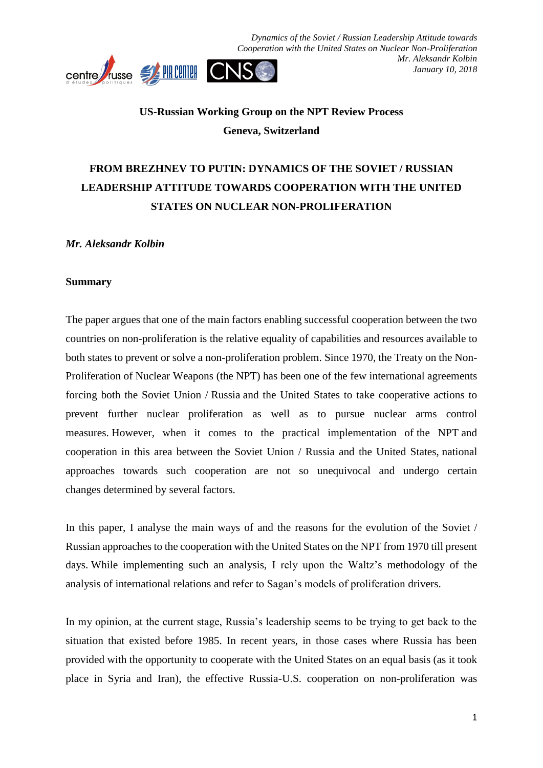**US-Russian Working Group on the NPT Review Process**

**Geneva, Switzerland**

# FROM BREZHNEV TO PUTIN: DYNAMICS OF THE SOVIET / RUSSIAN LEADERSHIP ATTITUDE TOWARDS COOPERATION WITH THE UNITED STATES ON NUCLEAR NON-PROLIFERATION

***Mr. Aleksandr Kolbin***

## Summary

The paper argues that one of the main factors enabling successful cooperation between the two countries on non-proliferation is the relative equality of capabilities and resources available to both states to prevent or solve a non-proliferation problem. Since 1970, the Treaty on the Non-Proliferation of Nuclear Weapons (the NPT) has been one of the few international agreements forcing both the Soviet Union / Russia and the United States to take cooperative actions to prevent further nuclear proliferation as well as to pursue nuclear arms control measures. However, when it comes to the practical implementation of the NPT and cooperation in this area between the Soviet Union / Russia and the United States, national approaches towards such cooperation are not so unequivocal and undergo certain changes determined by several factors.

In this paper, I analyse the main ways of and the reasons for the evolution of the Soviet / Russian approaches to the cooperation with the United States on the NPT from 1970 till present days. While implementing such an analysis, I rely upon the Waltz's methodology of the analysis of international relations and refer to Sagan's models of proliferation drivers.

In my opinion, at the current stage, Russia's leadership seems to be trying to get back to the situation that existed before 1985. In recent years, in those cases where Russia has been provided with the opportunity to cooperate with the United States on an equal basis (as it took place in Syria and Iran), the effective Russia-U.S. cooperation on non-proliferation was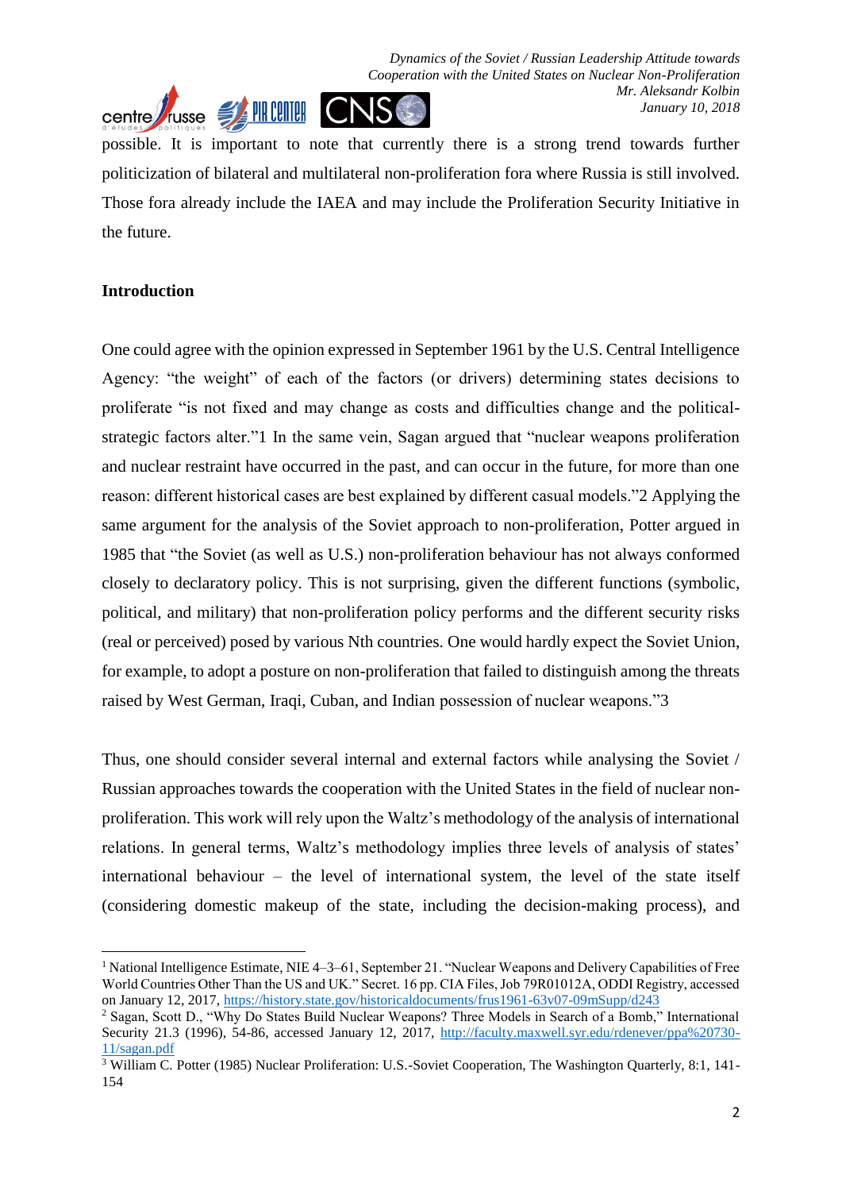possible. It is important to note that currently there is a strong trend towards further politicization of bilateral and multilateral non-proliferation fora where Russia is still involved. Those fora already include the IAEA and may include the Proliferation Security Initiative in the future.

## Introduction

One could agree with the opinion expressed in September 1961 by the U.S. Central Intelligence Agency: "the weight" of each of the factors (or drivers) determining states decisions to proliferate "is not fixed and may change as costs and difficulties change and the political-strategic factors alter."[1] In the same vein, Sagan argued that "nuclear weapons proliferation and nuclear restraint have occurred in the past, and can occur in the future, for more than one reason: different historical cases are best explained by different casual models."[2] Applying the same argument for the analysis of the Soviet approach to non-proliferation, Potter argued in 1985 that "the Soviet (as well as U.S.) non-proliferation behaviour has not always conformed closely to declaratory policy. This is not surprising, given the different functions (symbolic, political, and military) that non-proliferation policy performs and the different security risks (real or perceived) posed by various Nth countries. One would hardly expect the Soviet Union, for example, to adopt a posture on non-proliferation that failed to distinguish among the threats raised by West German, Iraqi, Cuban, and Indian possession of nuclear weapons."[3]

Thus, one should consider several internal and external factors while analysing the Soviet / Russian approaches towards the cooperation with the United States in the field of nuclear non-proliferation. This work will rely upon the Waltz's methodology of the analysis of international relations. In general terms, Waltz's methodology implies three levels of analysis of states' international behaviour – the level of international system, the level of the state itself (considering domestic makeup of the state, including the decision-making process), and

---

[1] National Intelligence Estimate, NIE 4–3–61, September 21. "Nuclear Weapons and Delivery Capabilities of Free World Countries Other Than the US and UK." Secret. 16 pp. CIA Files, Job 79R01012A, ODDI Registry, accessed on January 12, 2017, https://history.state.gov/historicaldocuments/frus1961-63v07-09mSupp/d243

[2] Sagan, Scott D., "Why Do States Build Nuclear Weapons? Three Models in Search of a Bomb," International Security 21.3 (1996), 54-86, accessed January 12, 2017, http://faculty.maxwell.syr.edu/rdenever/ppa%20730-11/sagan.pdf

[3] William C. Potter (1985) Nuclear Proliferation: U.S.-Soviet Cooperation, The Washington Quarterly, 8:1, 141-154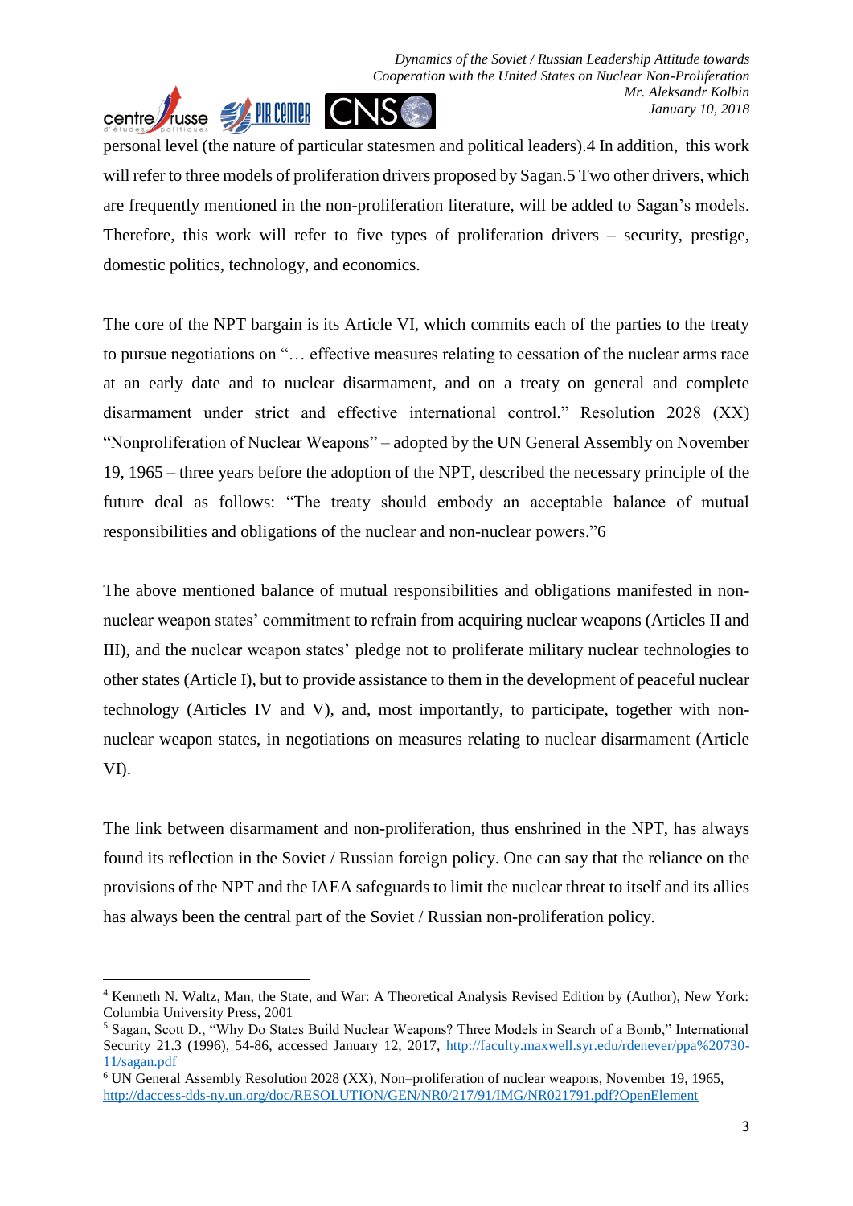personal level (the nature of particular statesmen and political leaders).[4] In addition, this work will refer to three models of proliferation drivers proposed by Sagan.[5] Two other drivers, which are frequently mentioned in the non-proliferation literature, will be added to Sagan's models. Therefore, this work will refer to five types of proliferation drivers – security, prestige, domestic politics, technology, and economics.

The core of the NPT bargain is its Article VI, which commits each of the parties to the treaty to pursue negotiations on "… effective measures relating to cessation of the nuclear arms race at an early date and to nuclear disarmament, and on a treaty on general and complete disarmament under strict and effective international control." Resolution 2028 (XX) "Nonproliferation of Nuclear Weapons" – adopted by the UN General Assembly on November 19, 1965 – three years before the adoption of the NPT, described the necessary principle of the future deal as follows: "The treaty should embody an acceptable balance of mutual responsibilities and obligations of the nuclear and non-nuclear powers."[6]

The above mentioned balance of mutual responsibilities and obligations manifested in non-nuclear weapon states' commitment to refrain from acquiring nuclear weapons (Articles II and III), and the nuclear weapon states' pledge not to proliferate military nuclear technologies to other states (Article I), but to provide assistance to them in the development of peaceful nuclear technology (Articles IV and V), and, most importantly, to participate, together with non-nuclear weapon states, in negotiations on measures relating to nuclear disarmament (Article VI).

The link between disarmament and non-proliferation, thus enshrined in the NPT, has always found its reflection in the Soviet / Russian foreign policy. One can say that the reliance on the provisions of the NPT and the IAEA safeguards to limit the nuclear threat to itself and its allies has always been the central part of the Soviet / Russian non-proliferation policy.

---

[4] Kenneth N. Waltz, Man, the State, and War: A Theoretical Analysis Revised Edition by (Author), New York: Columbia University Press, 2001

[5] Sagan, Scott D., "Why Do States Build Nuclear Weapons? Three Models in Search of a Bomb," International Security 21.3 (1996), 54-86, accessed January 12, 2017, http://faculty.maxwell.syr.edu/rdenever/ppa%20730-11/sagan.pdf

[6] UN General Assembly Resolution 2028 (XX), Non–proliferation of nuclear weapons, November 19, 1965, http://daccess-dds-ny.un.org/doc/RESOLUTION/GEN/NR0/217/91/IMG/NR021791.pdf?OpenElement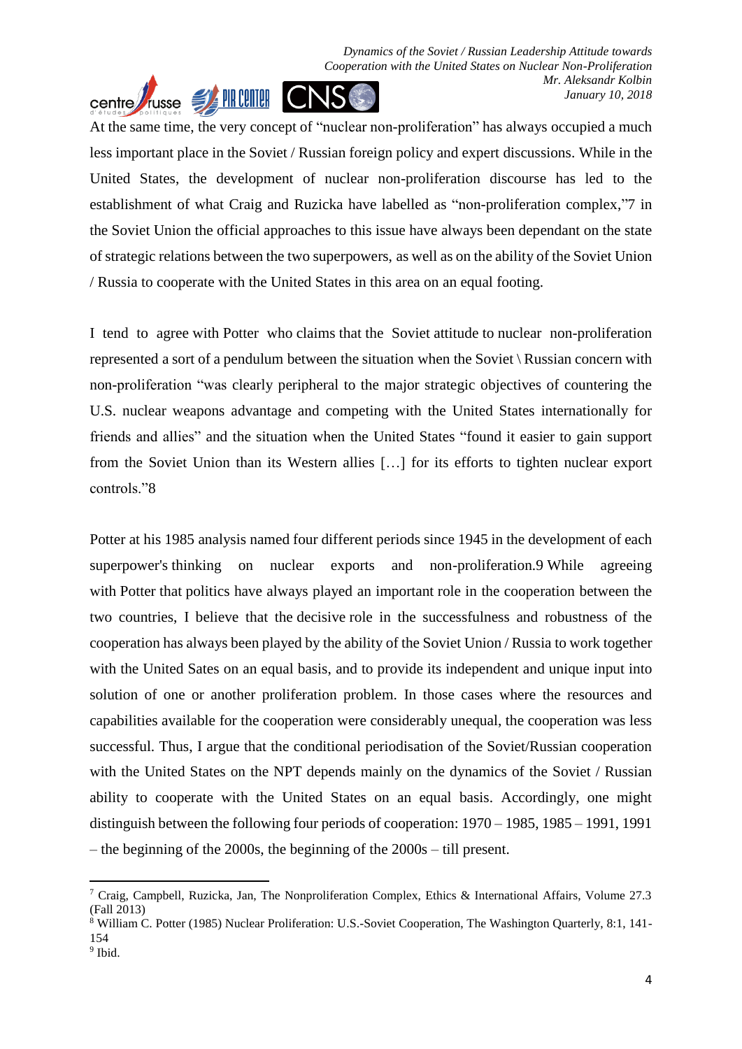At the same time, the very concept of "nuclear non-proliferation" has always occupied a much less important place in the Soviet / Russian foreign policy and expert discussions. While in the United States, the development of nuclear non-proliferation discourse has led to the establishment of what Craig and Ruzicka have labelled as "non-proliferation complex,"[7] in the Soviet Union the official approaches to this issue have always been dependant on the state of strategic relations between the two superpowers, as well as on the ability of the Soviet Union / Russia to cooperate with the United States in this area on an equal footing.

I tend to agree with Potter who claims that the Soviet attitude to nuclear non-proliferation represented a sort of a pendulum between the situation when the Soviet \ Russian concern with non-proliferation "was clearly peripheral to the major strategic objectives of countering the U.S. nuclear weapons advantage and competing with the United States internationally for friends and allies" and the situation when the United States "found it easier to gain support from the Soviet Union than its Western allies […] for its efforts to tighten nuclear export controls."[8]

Potter at his 1985 analysis named four different periods since 1945 in the development of each superpower's thinking on nuclear exports and non-proliferation.[9] While agreeing with Potter that politics have always played an important role in the cooperation between the two countries, I believe that the decisive role in the successfulness and robustness of the cooperation has always been played by the ability of the Soviet Union / Russia to work together with the United Sates on an equal basis, and to provide its independent and unique input into solution of one or another proliferation problem. In those cases where the resources and capabilities available for the cooperation were considerably unequal, the cooperation was less successful. Thus, I argue that the conditional periodisation of the Soviet/Russian cooperation with the United States on the NPT depends mainly on the dynamics of the Soviet / Russian ability to cooperate with the United States on an equal basis. Accordingly, one might distinguish between the following four periods of cooperation: 1970 – 1985, 1985 – 1991, 1991 – the beginning of the 2000s, the beginning of the 2000s – till present.

---

[7] Craig, Campbell, Ruzicka, Jan, The Nonproliferation Complex, Ethics & International Affairs, Volume 27.3 (Fall 2013)

[8] William C. Potter (1985) Nuclear Proliferation: U.S.-Soviet Cooperation, The Washington Quarterly, 8:1, 141-154

[9] Ibid.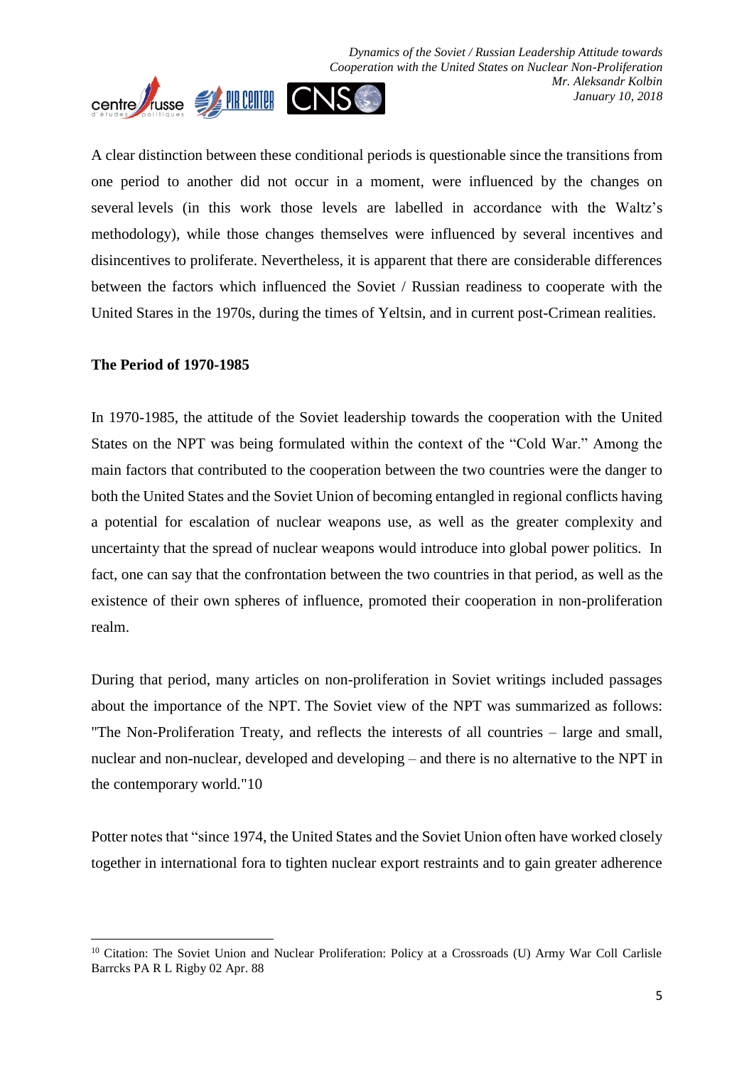A clear distinction between these conditional periods is questionable since the transitions from one period to another did not occur in a moment, were influenced by the changes on several levels (in this work those levels are labelled in accordance with the Waltz's methodology), while those changes themselves were influenced by several incentives and disincentives to proliferate. Nevertheless, it is apparent that there are considerable differences between the factors which influenced the Soviet / Russian readiness to cooperate with the United Stares in the 1970s, during the times of Yeltsin, and in current post-Crimean realities.

**The Period of 1970-1985**

In 1970-1985, the attitude of the Soviet leadership towards the cooperation with the United States on the NPT was being formulated within the context of the "Cold War." Among the main factors that contributed to the cooperation between the two countries were the danger to both the United States and the Soviet Union of becoming entangled in regional conflicts having a potential for escalation of nuclear weapons use, as well as the greater complexity and uncertainty that the spread of nuclear weapons would introduce into global power politics. In fact, one can say that the confrontation between the two countries in that period, as well as the existence of their own spheres of influence, promoted their cooperation in non-proliferation realm.

During that period, many articles on non-proliferation in Soviet writings included passages about the importance of the NPT. The Soviet view of the NPT was summarized as follows: "The Non-Proliferation Treaty, and reflects the interests of all countries – large and small, nuclear and non-nuclear, developed and developing – and there is no alternative to the NPT in the contemporary world."10

Potter notes that "since 1974, the United States and the Soviet Union often have worked closely together in international fora to tighten nuclear export restraints and to gain greater adherence

[10] Citation: The Soviet Union and Nuclear Proliferation: Policy at a Crossroads (U) Army War Coll Carlisle Barrcks PA R L Rigby 02 Apr. 88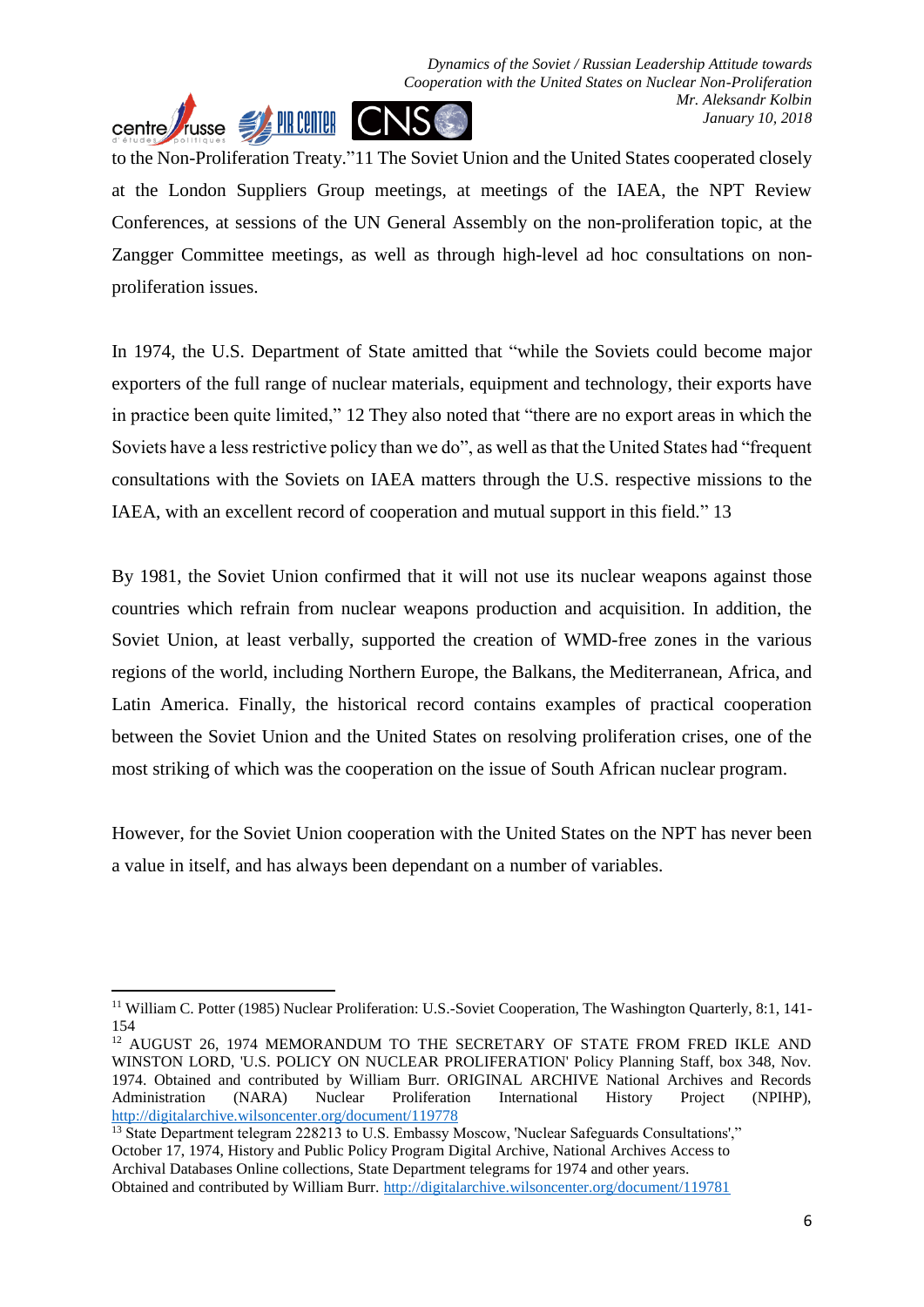to the Non-Proliferation Treaty."11 The Soviet Union and the United States cooperated closely at the London Suppliers Group meetings, at meetings of the IAEA, the NPT Review Conferences, at sessions of the UN General Assembly on the non-proliferation topic, at the Zangger Committee meetings, as well as through high-level ad hoc consultations on non-proliferation issues.

In 1974, the U.S. Department of State amitted that "while the Soviets could become major exporters of the full range of nuclear materials, equipment and technology, their exports have in practice been quite limited," 12 They also noted that "there are no export areas in which the Soviets have a less restrictive policy than we do", as well as that the United States had "frequent consultations with the Soviets on IAEA matters through the U.S. respective missions to the IAEA, with an excellent record of cooperation and mutual support in this field." 13

By 1981, the Soviet Union confirmed that it will not use its nuclear weapons against those countries which refrain from nuclear weapons production and acquisition. In addition, the Soviet Union, at least verbally, supported the creation of WMD-free zones in the various regions of the world, including Northern Europe, the Balkans, the Mediterranean, Africa, and Latin America. Finally, the historical record contains examples of practical cooperation between the Soviet Union and the United States on resolving proliferation crises, one of the most striking of which was the cooperation on the issue of South African nuclear program.

However, for the Soviet Union cooperation with the United States on the NPT has never been a value in itself, and has always been dependant on a number of variables.

---

[11] William C. Potter (1985) Nuclear Proliferation: U.S.-Soviet Cooperation, The Washington Quarterly, 8:1, 141-154

[12] AUGUST 26, 1974 MEMORANDUM TO THE SECRETARY OF STATE FROM FRED IKLE AND WINSTON LORD, 'U.S. POLICY ON NUCLEAR PROLIFERATION' Policy Planning Staff, box 348, Nov. 1974. Obtained and contributed by William Burr. ORIGINAL ARCHIVE National Archives and Records Administration (NARA) Nuclear Proliferation International History Project (NPIHP), http://digitalarchive.wilsoncenter.org/document/119778

[13] State Department telegram 228213 to U.S. Embassy Moscow, 'Nuclear Safeguards Consultations'," October 17, 1974, History and Public Policy Program Digital Archive, National Archives Access to Archival Databases Online collections, State Department telegrams for 1974 and other years. Obtained and contributed by William Burr. http://digitalarchive.wilsoncenter.org/document/119781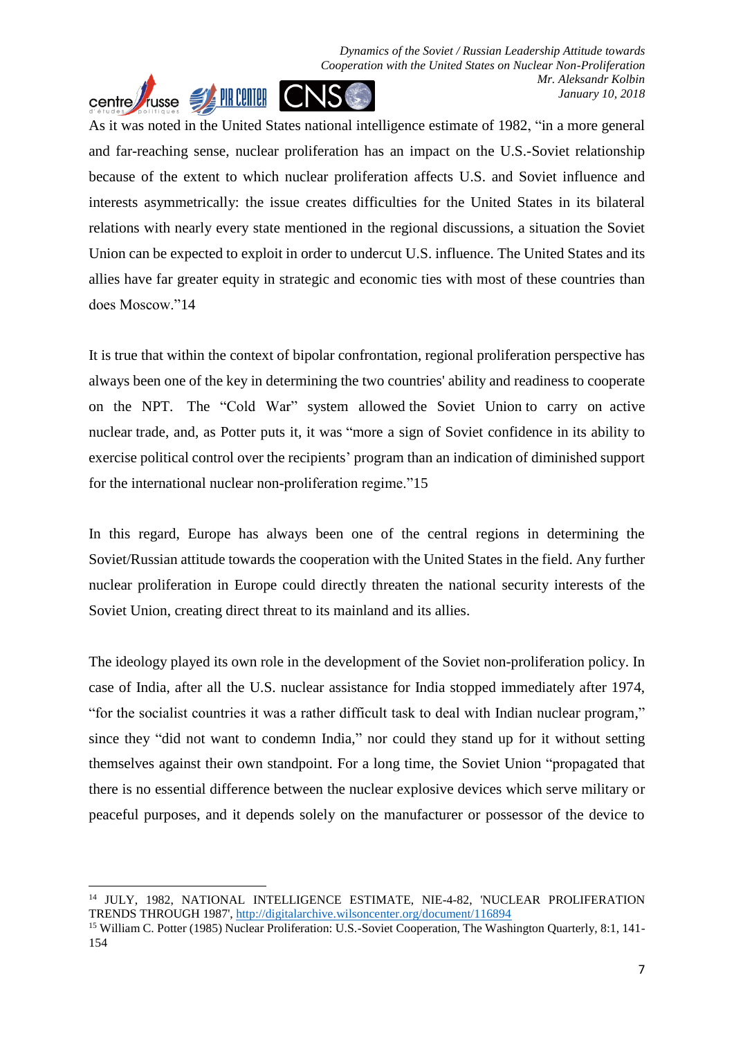As it was noted in the United States national intelligence estimate of 1982, “in a more general and far-reaching sense, nuclear proliferation has an impact on the U.S.-Soviet relationship because of the extent to which nuclear proliferation affects U.S. and Soviet influence and interests asymmetrically: the issue creates difficulties for the United States in its bilateral relations with nearly every state mentioned in the regional discussions, a situation the Soviet Union can be expected to exploit in order to undercut U.S. influence. The United States and its allies have far greater equity in strategic and economic ties with most of these countries than does Moscow.”[14]

It is true that within the context of bipolar confrontation, regional proliferation perspective has always been one of the key in determining the two countries' ability and readiness to cooperate on the NPT. The “Cold War” system allowed the Soviet Union to carry on active nuclear trade, and, as Potter puts it, it was “more a sign of Soviet confidence in its ability to exercise political control over the recipients’ program than an indication of diminished support for the international nuclear non-proliferation regime.”[15]

In this regard, Europe has always been one of the central regions in determining the Soviet/Russian attitude towards the cooperation with the United States in the field. Any further nuclear proliferation in Europe could directly threaten the national security interests of the Soviet Union, creating direct threat to its mainland and its allies.

The ideology played its own role in the development of the Soviet non-proliferation policy. In case of India, after all the U.S. nuclear assistance for India stopped immediately after 1974, “for the socialist countries it was a rather difficult task to deal with Indian nuclear program,” since they “did not want to condemn India,” nor could they stand up for it without setting themselves against their own standpoint. For a long time, the Soviet Union “propagated that there is no essential difference between the nuclear explosive devices which serve military or peaceful purposes, and it depends solely on the manufacturer or possessor of the device to

---

[14] JULY, 1982, NATIONAL INTELLIGENCE ESTIMATE, NIE-4-82, 'NUCLEAR PROLIFERATION TRENDS THROUGH 1987', http://digitalarchive.wilsoncenter.org/document/116894

[15] William C. Potter (1985) Nuclear Proliferation: U.S.-Soviet Cooperation, The Washington Quarterly, 8:1, 141-154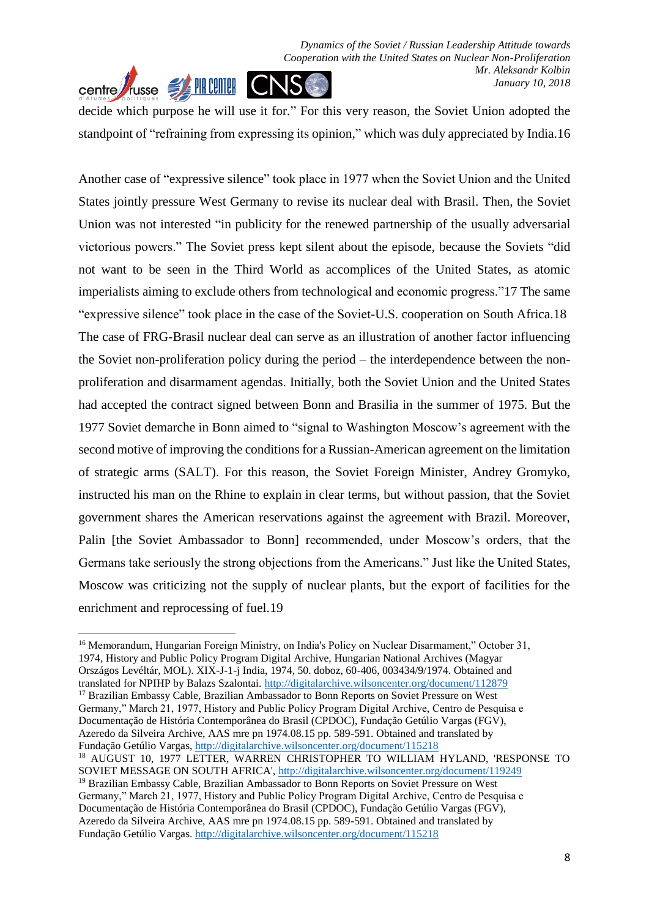decide which purpose he will use it for." For this very reason, the Soviet Union adopted the standpoint of "refraining from expressing its opinion," which was duly appreciated by India.16

Another case of "expressive silence" took place in 1977 when the Soviet Union and the United States jointly pressure West Germany to revise its nuclear deal with Brasil. Then, the Soviet Union was not interested "in publicity for the renewed partnership of the usually adversarial victorious powers." The Soviet press kept silent about the episode, because the Soviets "did not want to be seen in the Third World as accomplices of the United States, as atomic imperialists aiming to exclude others from technological and economic progress."17 The same "expressive silence" took place in the case of the Soviet-U.S. cooperation on South Africa.18 The case of FRG-Brasil nuclear deal can serve as an illustration of another factor influencing the Soviet non-proliferation policy during the period – the interdependence between the non-proliferation and disarmament agendas. Initially, both the Soviet Union and the United States had accepted the contract signed between Bonn and Brasilia in the summer of 1975. But the 1977 Soviet demarche in Bonn aimed to "signal to Washington Moscow's agreement with the second motive of improving the conditions for a Russian-American agreement on the limitation of strategic arms (SALT). For this reason, the Soviet Foreign Minister, Andrey Gromyko, instructed his man on the Rhine to explain in clear terms, but without passion, that the Soviet government shares the American reservations against the agreement with Brazil. Moreover, Palin [the Soviet Ambassador to Bonn] recommended, under Moscow's orders, that the Germans take seriously the strong objections from the Americans." Just like the United States, Moscow was criticizing not the supply of nuclear plants, but the export of facilities for the enrichment and reprocessing of fuel.19

---

[16] Memorandum, Hungarian Foreign Ministry, on India's Policy on Nuclear Disarmament," October 31, 1974, History and Public Policy Program Digital Archive, Hungarian National Archives (Magyar Országos Levéltár, MOL). XIX-J-1-j India, 1974, 50. doboz, 60-406, 003434/9/1974. Obtained and translated for NPIHP by Balazs Szalontai. http://digitalarchive.wilsoncenter.org/document/112879

[17] Brazilian Embassy Cable, Brazilian Ambassador to Bonn Reports on Soviet Pressure on West Germany," March 21, 1977, History and Public Policy Program Digital Archive, Centro de Pesquisa e Documentação de História Contemporânea do Brasil (CPDOC), Fundação Getúlio Vargas (FGV), Azeredo da Silveira Archive, AAS mre pn 1974.08.15 pp. 589-591. Obtained and translated by Fundação Getúlio Vargas, http://digitalarchive.wilsoncenter.org/document/115218

[18] AUGUST 10, 1977 LETTER, WARREN CHRISTOPHER TO WILLIAM HYLAND, 'RESPONSE TO SOVIET MESSAGE ON SOUTH AFRICA', http://digitalarchive.wilsoncenter.org/document/119249

[19] Brazilian Embassy Cable, Brazilian Ambassador to Bonn Reports on Soviet Pressure on West Germany," March 21, 1977, History and Public Policy Program Digital Archive, Centro de Pesquisa e Documentação de História Contemporânea do Brasil (CPDOC), Fundação Getúlio Vargas (FGV), Azeredo da Silveira Archive, AAS mre pn 1974.08.15 pp. 589-591. Obtained and translated by Fundação Getúlio Vargas. http://digitalarchive.wilsoncenter.org/document/115218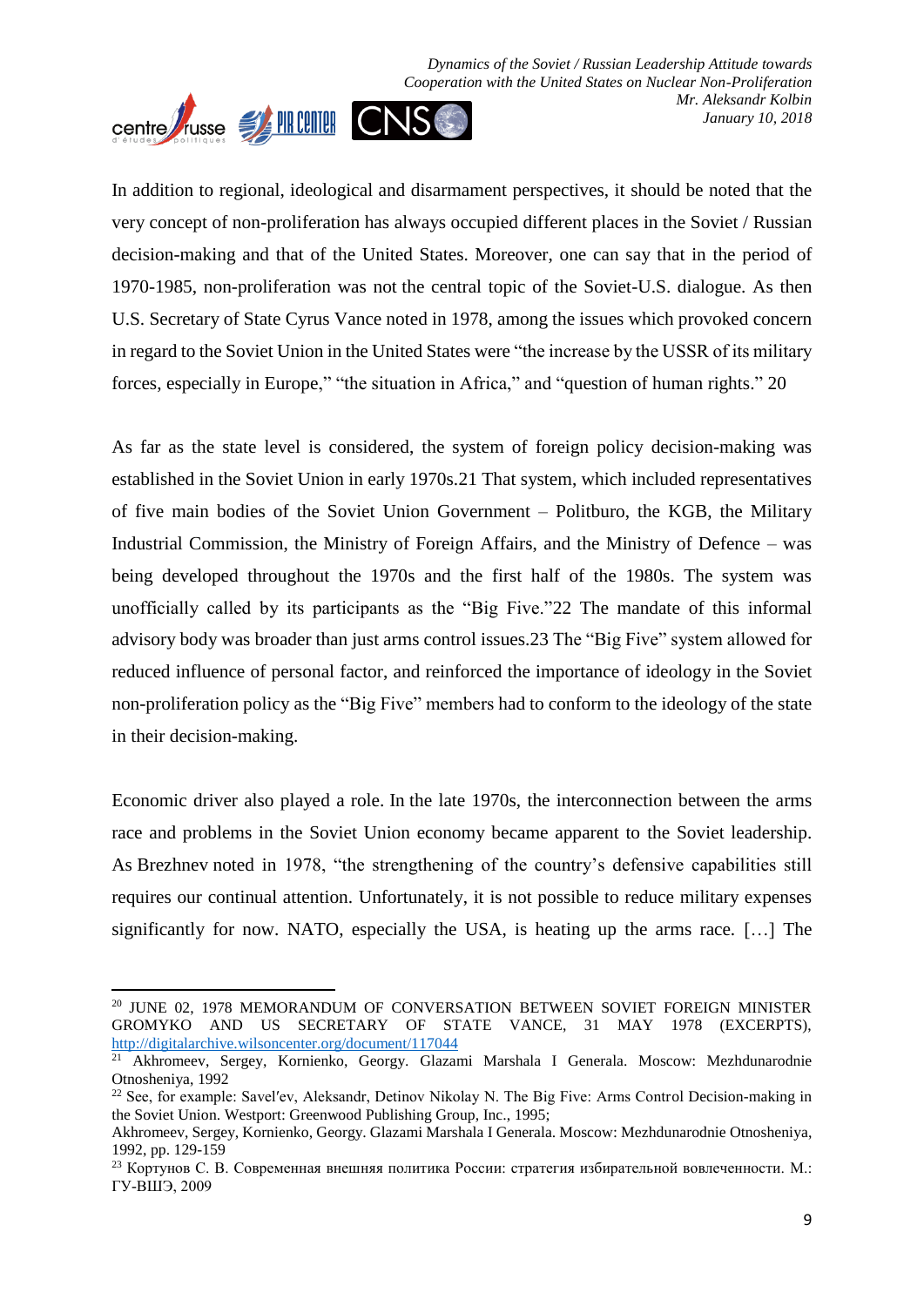In addition to regional, ideological and disarmament perspectives, it should be noted that the very concept of non-proliferation has always occupied different places in the Soviet / Russian decision-making and that of the United States. Moreover, one can say that in the period of 1970-1985, non-proliferation was not the central topic of the Soviet-U.S. dialogue. As then U.S. Secretary of State Cyrus Vance noted in 1978, among the issues which provoked concern in regard to the Soviet Union in the United States were "the increase by the USSR of its military forces, especially in Europe," "the situation in Africa," and "question of human rights." [20]

As far as the state level is considered, the system of foreign policy decision-making was established in the Soviet Union in early 1970s.[21] That system, which included representatives of five main bodies of the Soviet Union Government – Politburo, the KGB, the Military Industrial Commission, the Ministry of Foreign Affairs, and the Ministry of Defence – was being developed throughout the 1970s and the first half of the 1980s. The system was unofficially called by its participants as the "Big Five."[22] The mandate of this informal advisory body was broader than just arms control issues.[23] The "Big Five" system allowed for reduced influence of personal factor, and reinforced the importance of ideology in the Soviet non-proliferation policy as the "Big Five" members had to conform to the ideology of the state in their decision-making.

Economic driver also played a role. In the late 1970s, the interconnection between the arms race and problems in the Soviet Union economy became apparent to the Soviet leadership. As Brezhnev noted in 1978, "the strengthening of the country's defensive capabilities still requires our continual attention. Unfortunately, it is not possible to reduce military expenses significantly for now. NATO, especially the USA, is heating up the arms race. […] The

---

[20] JUNE 02, 1978 MEMORANDUM OF CONVERSATION BETWEEN SOVIET FOREIGN MINISTER GROMYKO AND US SECRETARY OF STATE VANCE, 31 MAY 1978 (EXCERPTS), http://digitalarchive.wilsoncenter.org/document/117044

[21] Akhromeev, Sergey, Kornienko, Georgy. Glazami Marshala I Generala. Moscow: Mezhdunarodnie Otnosheniya, 1992

[22] See, for example: Savel′ev, Aleksandr, Detinov Nikolay N. The Big Five: Arms Control Decision-making in the Soviet Union. Westport: Greenwood Publishing Group, Inc., 1995;
Akhromeev, Sergey, Kornienko, Georgy. Glazami Marshala I Generala. Moscow: Mezhdunarodnie Otnosheniya, 1992, pp. 129-159

[23] Кортунов С. В. Современная внешняя политика России: стратегия избирательной вовлеченности. М.: ГУ-ВШЭ, 2009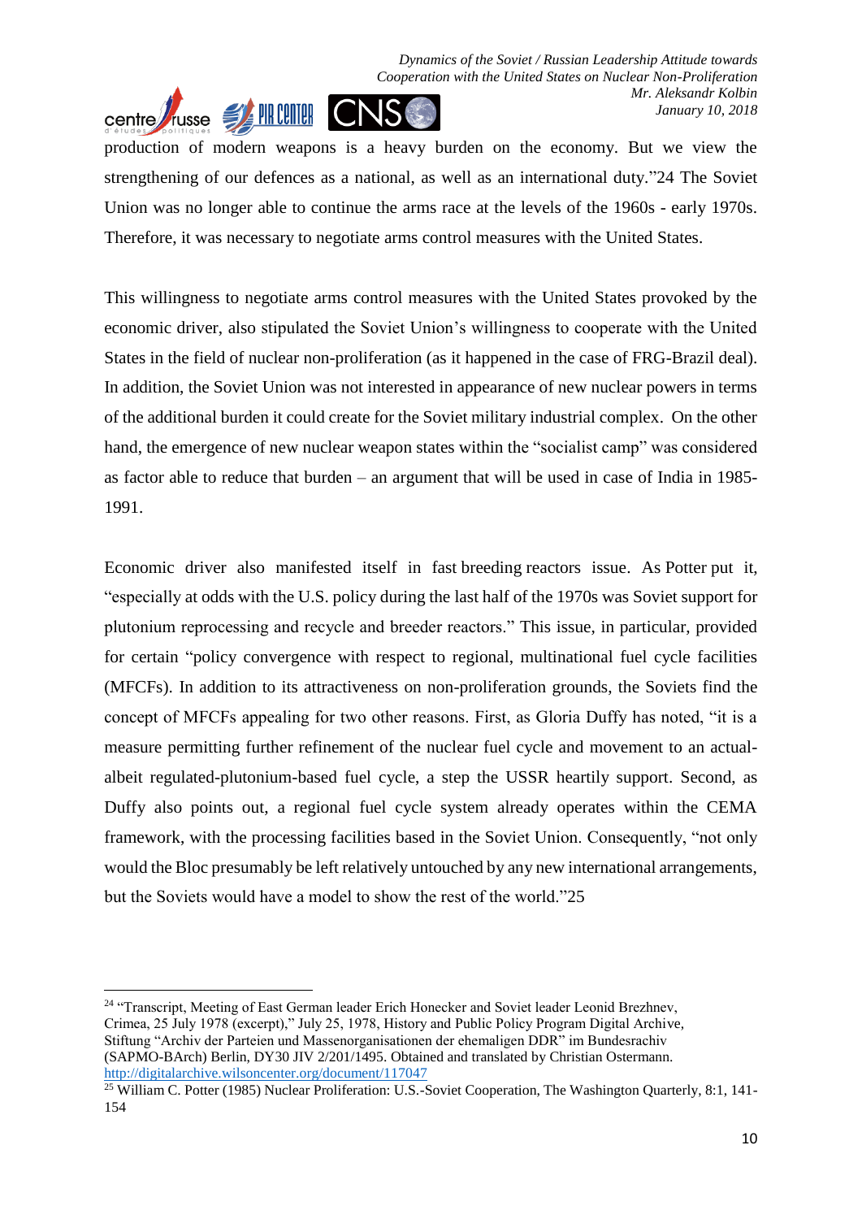production of modern weapons is a heavy burden on the economy. But we view the strengthening of our defences as a national, as well as an international duty."[24] The Soviet Union was no longer able to continue the arms race at the levels of the 1960s - early 1970s. Therefore, it was necessary to negotiate arms control measures with the United States.

This willingness to negotiate arms control measures with the United States provoked by the economic driver, also stipulated the Soviet Union's willingness to cooperate with the United States in the field of nuclear non-proliferation (as it happened in the case of FRG-Brazil deal). In addition, the Soviet Union was not interested in appearance of new nuclear powers in terms of the additional burden it could create for the Soviet military industrial complex. On the other hand, the emergence of new nuclear weapon states within the "socialist camp" was considered as factor able to reduce that burden – an argument that will be used in case of India in 1985-1991.

Economic driver also manifested itself in fast breeding reactors issue. As Potter put it, "especially at odds with the U.S. policy during the last half of the 1970s was Soviet support for plutonium reprocessing and recycle and breeder reactors." This issue, in particular, provided for certain "policy convergence with respect to regional, multinational fuel cycle facilities (MFCFs). In addition to its attractiveness on non-proliferation grounds, the Soviets find the concept of MFCFs appealing for two other reasons. First, as Gloria Duffy has noted, "it is a measure permitting further refinement of the nuclear fuel cycle and movement to an actual-albeit regulated-plutonium-based fuel cycle, a step the USSR heartily support. Second, as Duffy also points out, a regional fuel cycle system already operates within the CEMA framework, with the processing facilities based in the Soviet Union. Consequently, "not only would the Bloc presumably be left relatively untouched by any new international arrangements, but the Soviets would have a model to show the rest of the world."[25]

---

[24] "Transcript, Meeting of East German leader Erich Honecker and Soviet leader Leonid Brezhnev, Crimea, 25 July 1978 (excerpt)," July 25, 1978, History and Public Policy Program Digital Archive, Stiftung "Archiv der Parteien und Massenorganisationen der ehemaligen DDR" im Bundesrachiv (SAPMO-BArch) Berlin, DY30 JIV 2/201/1495. Obtained and translated by Christian Ostermann. http://digitalarchive.wilsoncenter.org/document/117047

[25] William C. Potter (1985) Nuclear Proliferation: U.S.-Soviet Cooperation, The Washington Quarterly, 8:1, 141-154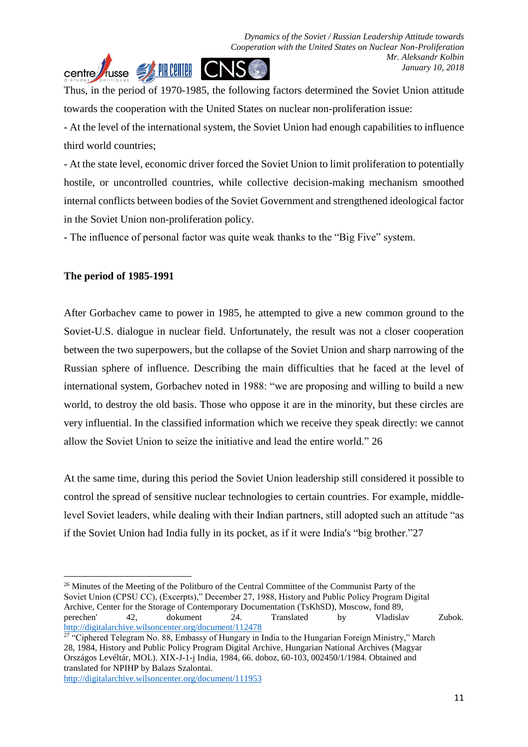Thus, in the period of 1970-1985, the following factors determined the Soviet Union attitude towards the cooperation with the United States on nuclear non-proliferation issue:

- At the level of the international system, the Soviet Union had enough capabilities to influence third world countries;
- At the state level, economic driver forced the Soviet Union to limit proliferation to potentially hostile, or uncontrolled countries, while collective decision-making mechanism smoothed internal conflicts between bodies of the Soviet Government and strengthened ideological factor in the Soviet Union non-proliferation policy.
- The influence of personal factor was quite weak thanks to the "Big Five" system.

**The period of 1985-1991**

After Gorbachev came to power in 1985, he attempted to give a new common ground to the Soviet-U.S. dialogue in nuclear field. Unfortunately, the result was not a closer cooperation between the two superpowers, but the collapse of the Soviet Union and sharp narrowing of the Russian sphere of influence. Describing the main difficulties that he faced at the level of international system, Gorbachev noted in 1988: "we are proposing and willing to build a new world, to destroy the old basis. Those who oppose it are in the minority, but these circles are very influential. In the classified information which we receive they speak directly: we cannot allow the Soviet Union to seize the initiative and lead the entire world." 26

At the same time, during this period the Soviet Union leadership still considered it possible to control the spread of sensitive nuclear technologies to certain countries. For example, middle-level Soviet leaders, while dealing with their Indian partners, still adopted such an attitude "as if the Soviet Union had India fully in its pocket, as if it were India's "big brother."27

---

[26] Minutes of the Meeting of the Politburo of the Central Committee of the Communist Party of the Soviet Union (CPSU CC), (Excerpts)," December 27, 1988, History and Public Policy Program Digital Archive, Center for the Storage of Contemporary Documentation (TsKhSD), Moscow, fond 89, perechen' 42, dokument 24. Translated by Vladislav Zubok. http://digitalarchive.wilsoncenter.org/document/112478

[27] "Ciphered Telegram No. 88, Embassy of Hungary in India to the Hungarian Foreign Ministry," March 28, 1984, History and Public Policy Program Digital Archive, Hungarian National Archives (Magyar Országos Levéltár, MOL). XIX-J-1-j India, 1984, 66. doboz, 60-103, 002450/1/1984. Obtained and translated for NPIHP by Balazs Szalontai. http://digitalarchive.wilsoncenter.org/document/111953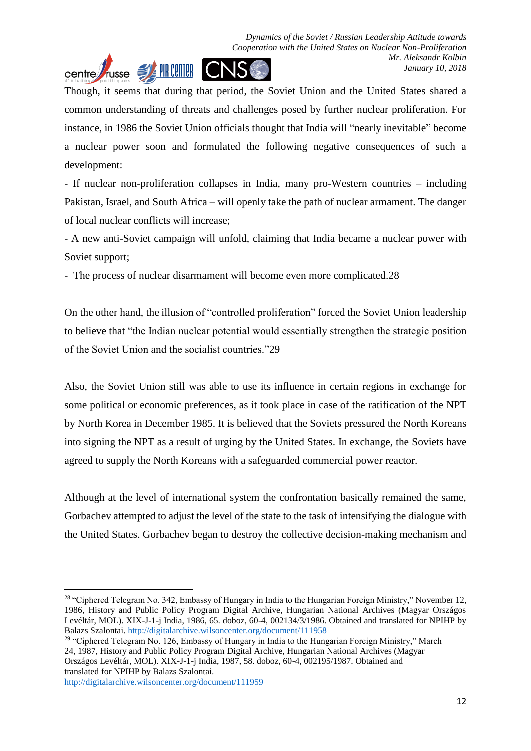Though, it seems that during that period, the Soviet Union and the United States shared a common understanding of threats and challenges posed by further nuclear proliferation. For instance, in 1986 the Soviet Union officials thought that India will "nearly inevitable" become a nuclear power soon and formulated the following negative consequences of such a development:

- If nuclear non-proliferation collapses in India, many pro-Western countries – including Pakistan, Israel, and South Africa – will openly take the path of nuclear armament. The danger of local nuclear conflicts will increase;
- A new anti-Soviet campaign will unfold, claiming that India became a nuclear power with Soviet support;
- The process of nuclear disarmament will become even more complicated.28

On the other hand, the illusion of "controlled proliferation" forced the Soviet Union leadership to believe that "the Indian nuclear potential would essentially strengthen the strategic position of the Soviet Union and the socialist countries."29

Also, the Soviet Union still was able to use its influence in certain regions in exchange for some political or economic preferences, as it took place in case of the ratification of the NPT by North Korea in December 1985. It is believed that the Soviets pressured the North Koreans into signing the NPT as a result of urging by the United States. In exchange, the Soviets have agreed to supply the North Koreans with a safeguarded commercial power reactor.

Although at the level of international system the confrontation basically remained the same, Gorbachev attempted to adjust the level of the state to the task of intensifying the dialogue with the United States. Gorbachev began to destroy the collective decision-making mechanism and

---

[28] "Ciphered Telegram No. 342, Embassy of Hungary in India to the Hungarian Foreign Ministry," November 12, 1986, History and Public Policy Program Digital Archive, Hungarian National Archives (Magyar Országos Levéltár, MOL). XIX-J-1-j India, 1986, 65. doboz, 60-4, 002134/3/1986. Obtained and translated for NPIHP by Balazs Szalontai. http://digitalarchive.wilsoncenter.org/document/111958

[29] "Ciphered Telegram No. 126, Embassy of Hungary in India to the Hungarian Foreign Ministry," March 24, 1987, History and Public Policy Program Digital Archive, Hungarian National Archives (Magyar Országos Levéltár, MOL). XIX-J-1-j India, 1987, 58. doboz, 60-4, 002195/1987. Obtained and translated for NPIHP by Balazs Szalontai. http://digitalarchive.wilsoncenter.org/document/111959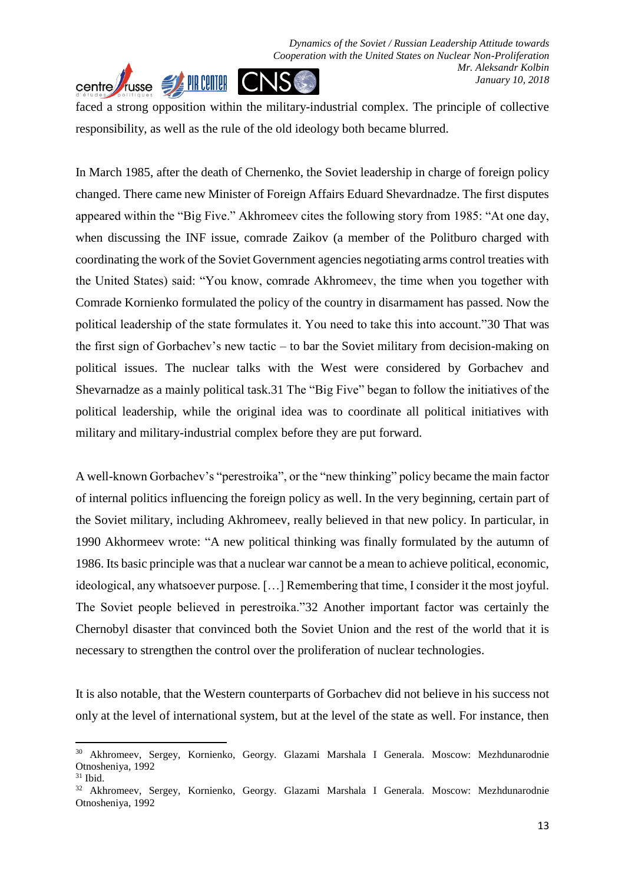faced a strong opposition within the military-industrial complex. The principle of collective responsibility, as well as the rule of the old ideology both became blurred.

In March 1985, after the death of Chernenko, the Soviet leadership in charge of foreign policy changed. There came new Minister of Foreign Affairs Eduard Shevardnadze. The first disputes appeared within the "Big Five." Akhromeev cites the following story from 1985: "At one day, when discussing the INF issue, comrade Zaikov (a member of the Politburo charged with coordinating the work of the Soviet Government agencies negotiating arms control treaties with the United States) said: "You know, comrade Akhromeev, the time when you together with Comrade Kornienko formulated the policy of the country in disarmament has passed. Now the political leadership of the state formulates it. You need to take this into account."[30] That was the first sign of Gorbachev's new tactic – to bar the Soviet military from decision-making on political issues. The nuclear talks with the West were considered by Gorbachev and Shevarnadze as a mainly political task.[31] The "Big Five" began to follow the initiatives of the political leadership, while the original idea was to coordinate all political initiatives with military and military-industrial complex before they are put forward.

A well-known Gorbachev's "perestroika", or the "new thinking" policy became the main factor of internal politics influencing the foreign policy as well. In the very beginning, certain part of the Soviet military, including Akhromeev, really believed in that new policy. In particular, in 1990 Akhormeev wrote: "A new political thinking was finally formulated by the autumn of 1986. Its basic principle was that a nuclear war cannot be a mean to achieve political, economic, ideological, any whatsoever purpose. […] Remembering that time, I consider it the most joyful. The Soviet people believed in perestroika."[32] Another important factor was certainly the Chernobyl disaster that convinced both the Soviet Union and the rest of the world that it is necessary to strengthen the control over the proliferation of nuclear technologies.

It is also notable, that the Western counterparts of Gorbachev did not believe in his success not only at the level of international system, but at the level of the state as well. For instance, then

---

[30] Akhromeev, Sergey, Kornienko, Georgy. Glazami Marshala I Generala. Moscow: Mezhdunarodnie Otnosheniya, 1992

[31] Ibid.

[32] Akhromeev, Sergey, Kornienko, Georgy. Glazami Marshala I Generala. Moscow: Mezhdunarodnie Otnosheniya, 1992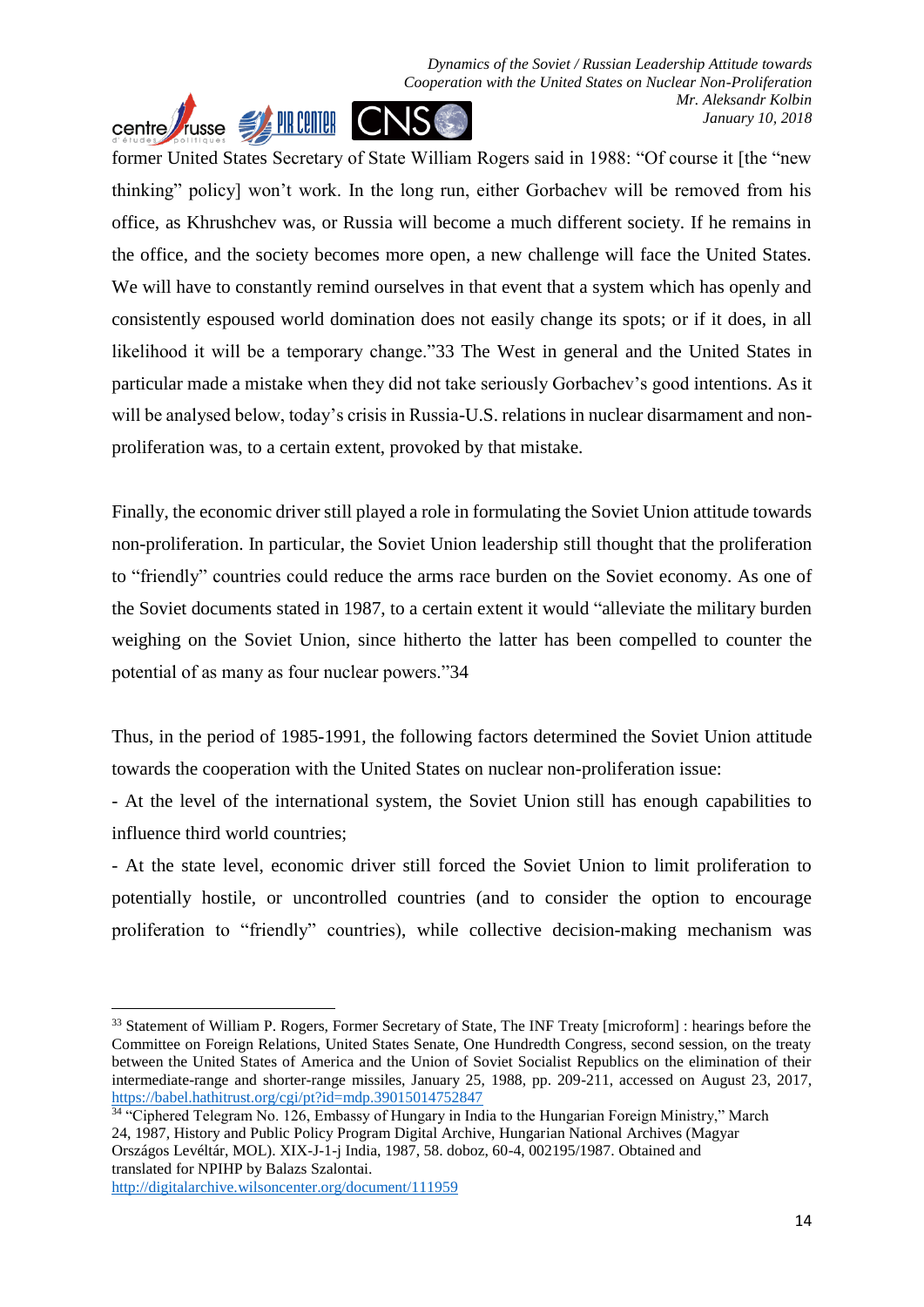former United States Secretary of State William Rogers said in 1988: "Of course it [the "new thinking" policy] won't work. In the long run, either Gorbachev will be removed from his office, as Khrushchev was, or Russia will become a much different society. If he remains in the office, and the society becomes more open, a new challenge will face the United States. We will have to constantly remind ourselves in that event that a system which has openly and consistently espoused world domination does not easily change its spots; or if it does, in all likelihood it will be a temporary change."[33] The West in general and the United States in particular made a mistake when they did not take seriously Gorbachev's good intentions. As it will be analysed below, today's crisis in Russia-U.S. relations in nuclear disarmament and non-proliferation was, to a certain extent, provoked by that mistake.

Finally, the economic driver still played a role in formulating the Soviet Union attitude towards non-proliferation. In particular, the Soviet Union leadership still thought that the proliferation to "friendly" countries could reduce the arms race burden on the Soviet economy. As one of the Soviet documents stated in 1987, to a certain extent it would "alleviate the military burden weighing on the Soviet Union, since hitherto the latter has been compelled to counter the potential of as many as four nuclear powers."[34]

Thus, in the period of 1985-1991, the following factors determined the Soviet Union attitude towards the cooperation with the United States on nuclear non-proliferation issue:

- At the level of the international system, the Soviet Union still has enough capabilities to influence third world countries;
- At the state level, economic driver still forced the Soviet Union to limit proliferation to potentially hostile, or uncontrolled countries (and to consider the option to encourage proliferation to "friendly" countries), while collective decision-making mechanism was

---

[33] Statement of William P. Rogers, Former Secretary of State, The INF Treaty [microform] : hearings before the Committee on Foreign Relations, United States Senate, One Hundredth Congress, second session, on the treaty between the United States of America and the Union of Soviet Socialist Republics on the elimination of their intermediate-range and shorter-range missiles, January 25, 1988, pp. 209-211, accessed on August 23, 2017, https://babel.hathitrust.org/cgi/pt?id=mdp.39015014752847

[34] "Ciphered Telegram No. 126, Embassy of Hungary in India to the Hungarian Foreign Ministry," March 24, 1987, History and Public Policy Program Digital Archive, Hungarian National Archives (Magyar Országos Levéltár, MOL). XIX-J-1-j India, 1987, 58. doboz, 60-4, 002195/1987. Obtained and translated for NPIHP by Balazs Szalontai. http://digitalarchive.wilsoncenter.org/document/111959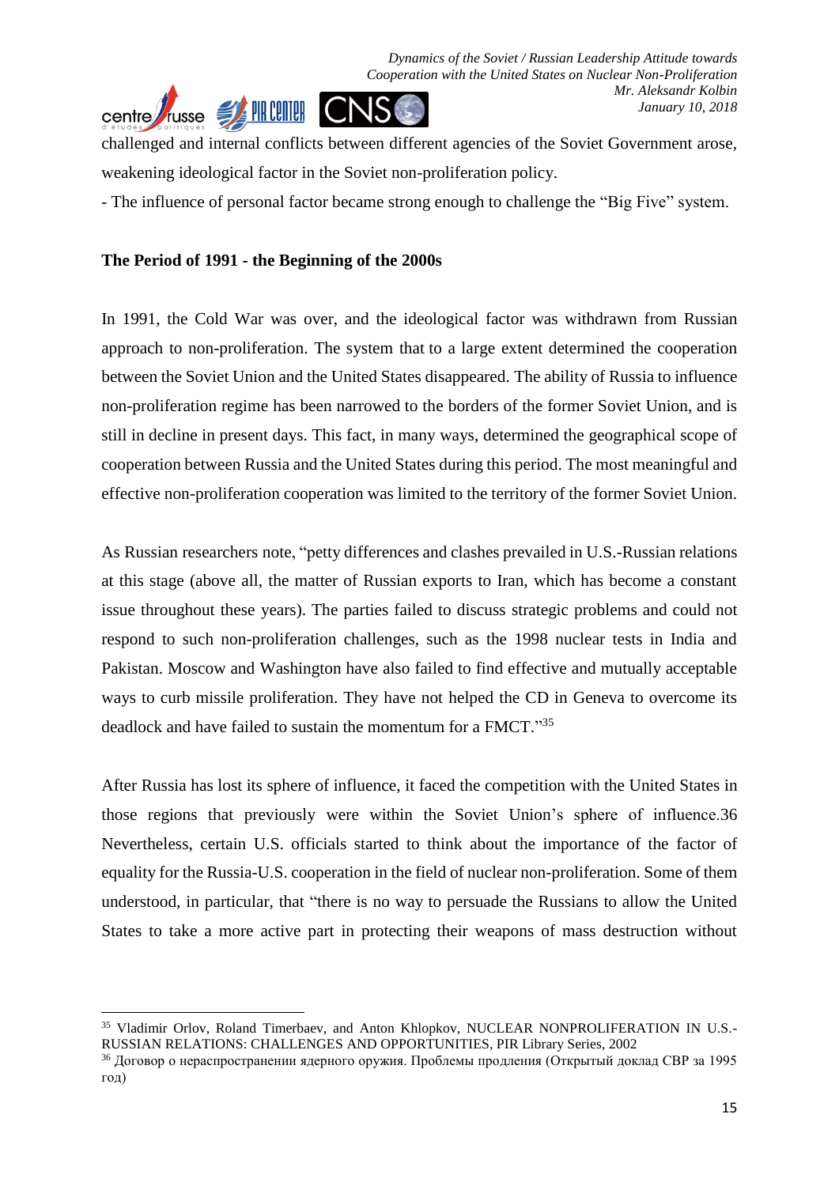challenged and internal conflicts between different agencies of the Soviet Government arose, weakening ideological factor in the Soviet non-proliferation policy.

- The influence of personal factor became strong enough to challenge the "Big Five" system.

**The Period of 1991 - the Beginning of the 2000s**

In 1991, the Cold War was over, and the ideological factor was withdrawn from Russian approach to non-proliferation. The system that to a large extent determined the cooperation between the Soviet Union and the United States disappeared. The ability of Russia to influence non-proliferation regime has been narrowed to the borders of the former Soviet Union, and is still in decline in present days. This fact, in many ways, determined the geographical scope of cooperation between Russia and the United States during this period. The most meaningful and effective non-proliferation cooperation was limited to the territory of the former Soviet Union.

As Russian researchers note, "petty differences and clashes prevailed in U.S.-Russian relations at this stage (above all, the matter of Russian exports to Iran, which has become a constant issue throughout these years). The parties failed to discuss strategic problems and could not respond to such non-proliferation challenges, such as the 1998 nuclear tests in India and Pakistan. Moscow and Washington have also failed to find effective and mutually acceptable ways to curb missile proliferation. They have not helped the CD in Geneva to overcome its deadlock and have failed to sustain the momentum for a FMCT."[35]

After Russia has lost its sphere of influence, it faced the competition with the United States in those regions that previously were within the Soviet Union's sphere of influence.36 Nevertheless, certain U.S. officials started to think about the importance of the factor of equality for the Russia-U.S. cooperation in the field of nuclear non-proliferation. Some of them understood, in particular, that "there is no way to persuade the Russians to allow the United States to take a more active part in protecting their weapons of mass destruction without

---

[35] Vladimir Orlov, Roland Timerbaev, and Anton Khlopkov, NUCLEAR NONPROLIFERATION IN U.S.-RUSSIAN RELATIONS: CHALLENGES AND OPPORTUNITIES, PIR Library Series, 2002

[36] Договор о нераспространении ядерного оружия. Проблемы продления (Открытый доклад СВР за 1995 год)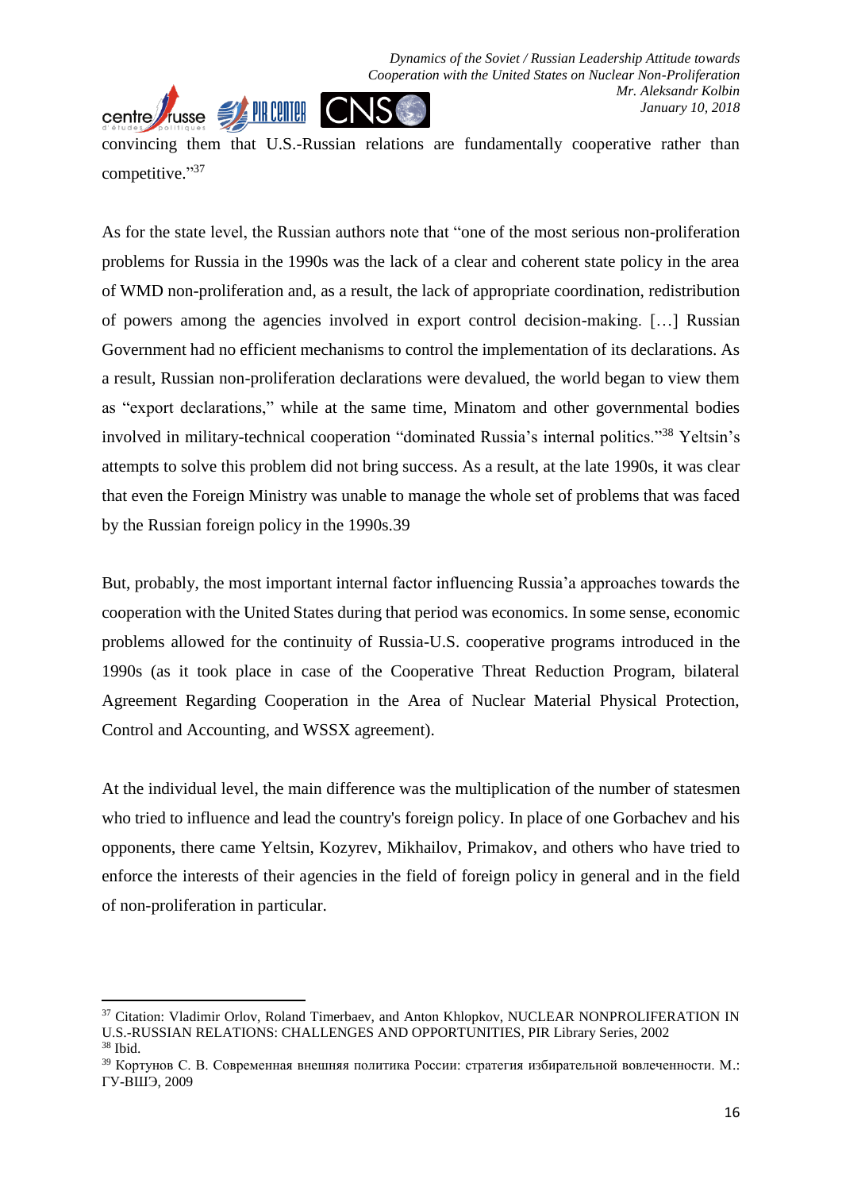convincing them that U.S.-Russian relations are fundamentally cooperative rather than competitive."[37]

As for the state level, the Russian authors note that "one of the most serious non-proliferation problems for Russia in the 1990s was the lack of a clear and coherent state policy in the area of WMD non-proliferation and, as a result, the lack of appropriate coordination, redistribution of powers among the agencies involved in export control decision-making. […] Russian Government had no efficient mechanisms to control the implementation of its declarations. As a result, Russian non-proliferation declarations were devalued, the world began to view them as "export declarations," while at the same time, Minatom and other governmental bodies involved in military-technical cooperation "dominated Russia's internal politics."[38] Yeltsin's attempts to solve this problem did not bring success. As a result, at the late 1990s, it was clear that even the Foreign Ministry was unable to manage the whole set of problems that was faced by the Russian foreign policy in the 1990s.39

But, probably, the most important internal factor influencing Russia'a approaches towards the cooperation with the United States during that period was economics. In some sense, economic problems allowed for the continuity of Russia-U.S. cooperative programs introduced in the 1990s (as it took place in case of the Cooperative Threat Reduction Program, bilateral Agreement Regarding Cooperation in the Area of Nuclear Material Physical Protection, Control and Accounting, and WSSX agreement).

At the individual level, the main difference was the multiplication of the number of statesmen who tried to influence and lead the country's foreign policy. In place of one Gorbachev and his opponents, there came Yeltsin, Kozyrev, Mikhailov, Primakov, and others who have tried to enforce the interests of their agencies in the field of foreign policy in general and in the field of non-proliferation in particular.

---

[37] Citation: Vladimir Orlov, Roland Timerbaev, and Anton Khlopkov, NUCLEAR NONPROLIFERATION IN U.S.-RUSSIAN RELATIONS: CHALLENGES AND OPPORTUNITIES, PIR Library Series, 2002

[38] Ibid.

[39] Кортунов С. В. Современная внешняя политика России: стратегия избирательной вовлеченности. М.: ГУ-ВШЭ, 2009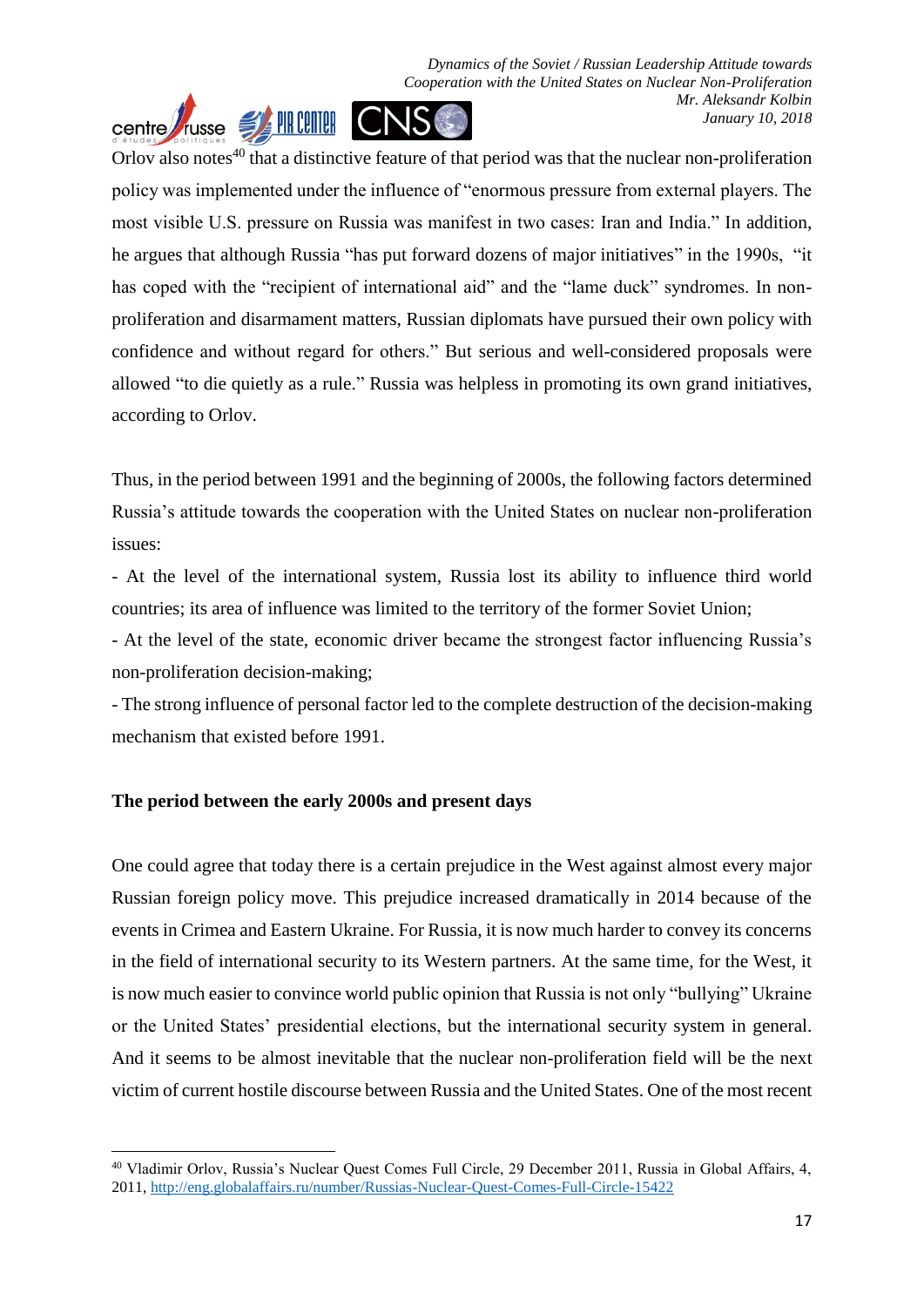Orlov also notes[40] that a distinctive feature of that period was that the nuclear non-proliferation policy was implemented under the influence of "enormous pressure from external players. The most visible U.S. pressure on Russia was manifest in two cases: Iran and India." In addition, he argues that although Russia "has put forward dozens of major initiatives" in the 1990s, "it has coped with the "recipient of international aid" and the "lame duck" syndromes. In non-proliferation and disarmament matters, Russian diplomats have pursued their own policy with confidence and without regard for others." But serious and well-considered proposals were allowed "to die quietly as a rule." Russia was helpless in promoting its own grand initiatives, according to Orlov.

Thus, in the period between 1991 and the beginning of 2000s, the following factors determined Russia's attitude towards the cooperation with the United States on nuclear non-proliferation issues:

- At the level of the international system, Russia lost its ability to influence third world countries; its area of influence was limited to the territory of the former Soviet Union;
- At the level of the state, economic driver became the strongest factor influencing Russia's non-proliferation decision-making;
- The strong influence of personal factor led to the complete destruction of the decision-making mechanism that existed before 1991.

**The period between the early 2000s and present days**

One could agree that today there is a certain prejudice in the West against almost every major Russian foreign policy move. This prejudice increased dramatically in 2014 because of the events in Crimea and Eastern Ukraine. For Russia, it is now much harder to convey its concerns in the field of international security to its Western partners. At the same time, for the West, it is now much easier to convince world public opinion that Russia is not only "bullying" Ukraine or the United States' presidential elections, but the international security system in general. And it seems to be almost inevitable that the nuclear non-proliferation field will be the next victim of current hostile discourse between Russia and the United States. One of the most recent

[40] Vladimir Orlov, Russia's Nuclear Quest Comes Full Circle, 29 December 2011, Russia in Global Affairs, 4, 2011, http://eng.globalaffairs.ru/number/Russias-Nuclear-Quest-Comes-Full-Circle-15422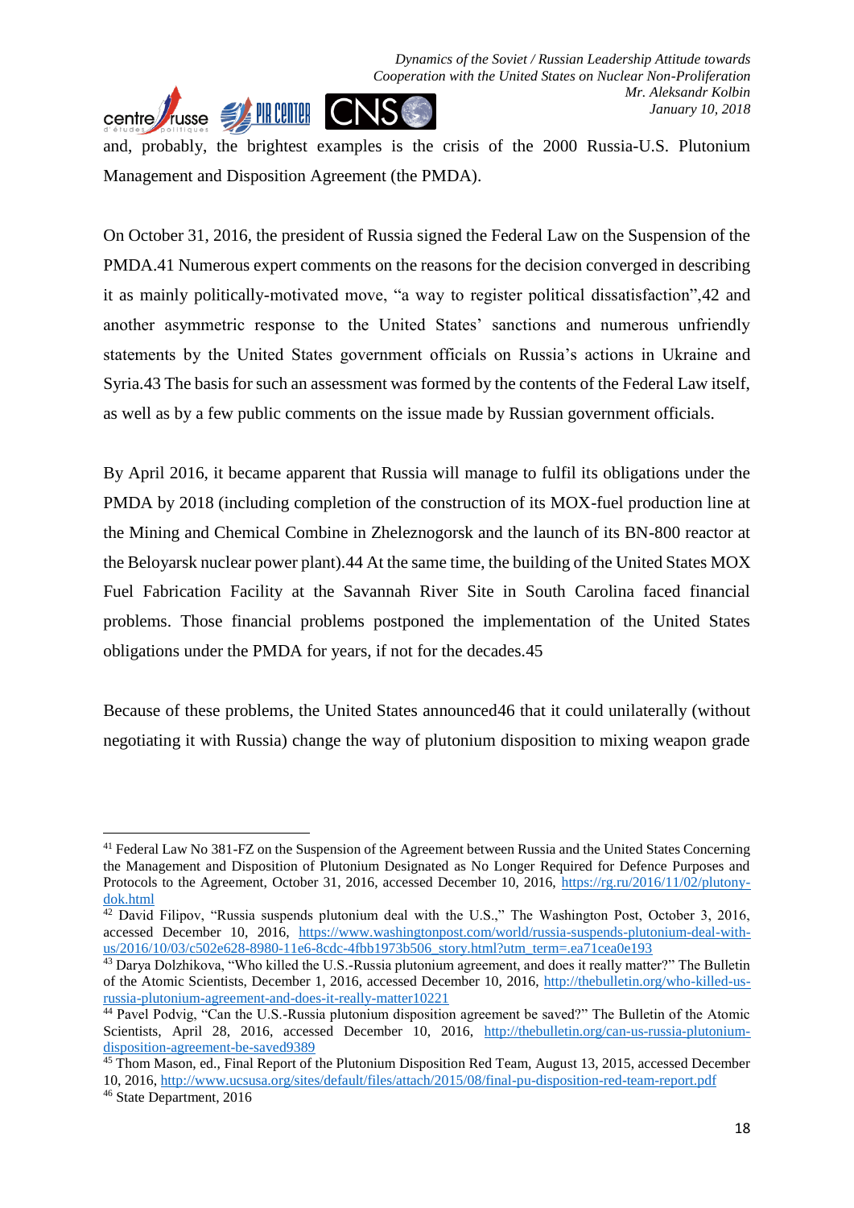and, probably, the brightest examples is the crisis of the 2000 Russia-U.S. Plutonium Management and Disposition Agreement (the PMDA).

On October 31, 2016, the president of Russia signed the Federal Law on the Suspension of the PMDA.41 Numerous expert comments on the reasons for the decision converged in describing it as mainly politically-motivated move, “a way to register political dissatisfaction”,42 and another asymmetric response to the United States’ sanctions and numerous unfriendly statements by the United States government officials on Russia’s actions in Ukraine and Syria.43 The basis for such an assessment was formed by the contents of the Federal Law itself, as well as by a few public comments on the issue made by Russian government officials.

By April 2016, it became apparent that Russia will manage to fulfil its obligations under the PMDA by 2018 (including completion of the construction of its MOX-fuel production line at the Mining and Chemical Combine in Zheleznogorsk and the launch of its BN-800 reactor at the Beloyarsk nuclear power plant).44 At the same time, the building of the United States MOX Fuel Fabrication Facility at the Savannah River Site in South Carolina faced financial problems. Those financial problems postponed the implementation of the United States obligations under the PMDA for years, if not for the decades.45

Because of these problems, the United States announced46 that it could unilaterally (without negotiating it with Russia) change the way of plutonium disposition to mixing weapon grade

---

[41] Federal Law No 381-FZ on the Suspension of the Agreement between Russia and the United States Concerning the Management and Disposition of Plutonium Designated as No Longer Required for Defence Purposes and Protocols to the Agreement, October 31, 2016, accessed December 10, 2016, https://rg.ru/2016/11/02/plutony-dok.html

[42] David Filipov, “Russia suspends plutonium deal with the U.S.,” The Washington Post, October 3, 2016, accessed December 10, 2016, https://www.washingtonpost.com/world/russia-suspends-plutonium-deal-with-us/2016/10/03/c502e628-8980-11e6-8cdc-4fbb1973b506_story.html?utm_term=.ea71cea0e193

[43] Darya Dolzhikova, “Who killed the U.S.-Russia plutonium agreement, and does it really matter?” The Bulletin of the Atomic Scientists, December 1, 2016, accessed December 10, 2016, http://thebulletin.org/who-killed-us-russia-plutonium-agreement-and-does-it-really-matter10221

[44] Pavel Podvig, “Can the U.S.-Russia plutonium disposition agreement be saved?” The Bulletin of the Atomic Scientists, April 28, 2016, accessed December 10, 2016, http://thebulletin.org/can-us-russia-plutonium-disposition-agreement-be-saved9389

[45] Thom Mason, ed., Final Report of the Plutonium Disposition Red Team, August 13, 2015, accessed December 10, 2016, http://www.ucsusa.org/sites/default/files/attach/2015/08/final-pu-disposition-red-team-report.pdf

[46] State Department, 2016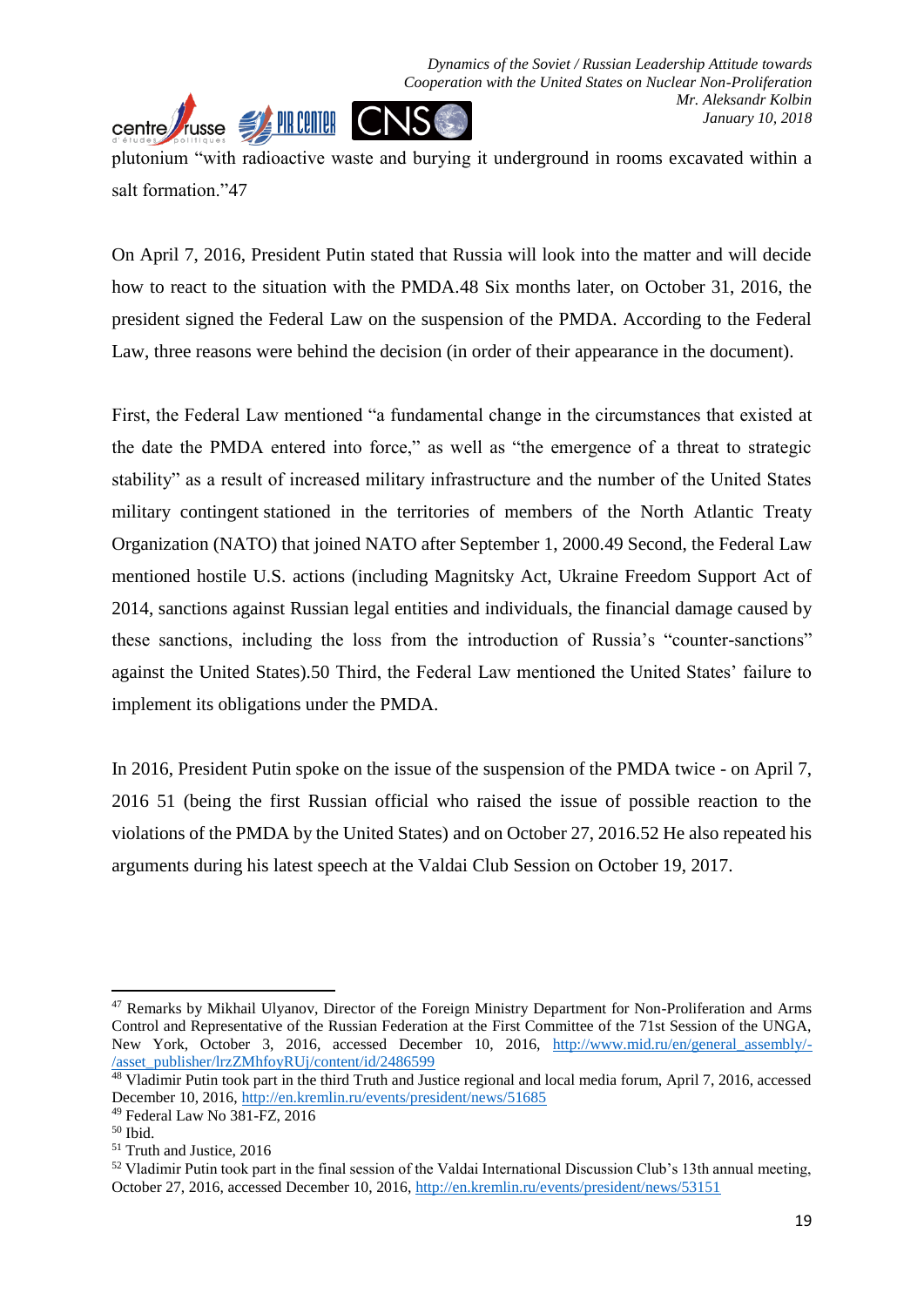plutonium "with radioactive waste and burying it underground in rooms excavated within a salt formation."47

On April 7, 2016, President Putin stated that Russia will look into the matter and will decide how to react to the situation with the PMDA.48 Six months later, on October 31, 2016, the president signed the Federal Law on the suspension of the PMDA. According to the Federal Law, three reasons were behind the decision (in order of their appearance in the document).

First, the Federal Law mentioned "a fundamental change in the circumstances that existed at the date the PMDA entered into force," as well as "the emergence of a threat to strategic stability" as a result of increased military infrastructure and the number of the United States military contingent stationed in the territories of members of the North Atlantic Treaty Organization (NATO) that joined NATO after September 1, 2000.49 Second, the Federal Law mentioned hostile U.S. actions (including Magnitsky Act, Ukraine Freedom Support Act of 2014, sanctions against Russian legal entities and individuals, the financial damage caused by these sanctions, including the loss from the introduction of Russia's "counter-sanctions" against the United States).50 Third, the Federal Law mentioned the United States' failure to implement its obligations under the PMDA.

In 2016, President Putin spoke on the issue of the suspension of the PMDA twice - on April 7, 2016 51 (being the first Russian official who raised the issue of possible reaction to the violations of the PMDA by the United States) and on October 27, 2016.52 He also repeated his arguments during his latest speech at the Valdai Club Session on October 19, 2017.

---

[47] Remarks by Mikhail Ulyanov, Director of the Foreign Ministry Department for Non-Proliferation and Arms Control and Representative of the Russian Federation at the First Committee of the 71st Session of the UNGA, New York, October 3, 2016, accessed December 10, 2016, http://www.mid.ru/en/general_assembly/-/asset_publisher/lrzZMhfoyRUj/content/id/2486599

[48] Vladimir Putin took part in the third Truth and Justice regional and local media forum, April 7, 2016, accessed December 10, 2016, http://en.kremlin.ru/events/president/news/51685

[49] Federal Law No 381-FZ, 2016

[50] Ibid.

[51] Truth and Justice, 2016

[52] Vladimir Putin took part in the final session of the Valdai International Discussion Club's 13th annual meeting, October 27, 2016, accessed December 10, 2016, http://en.kremlin.ru/events/president/news/53151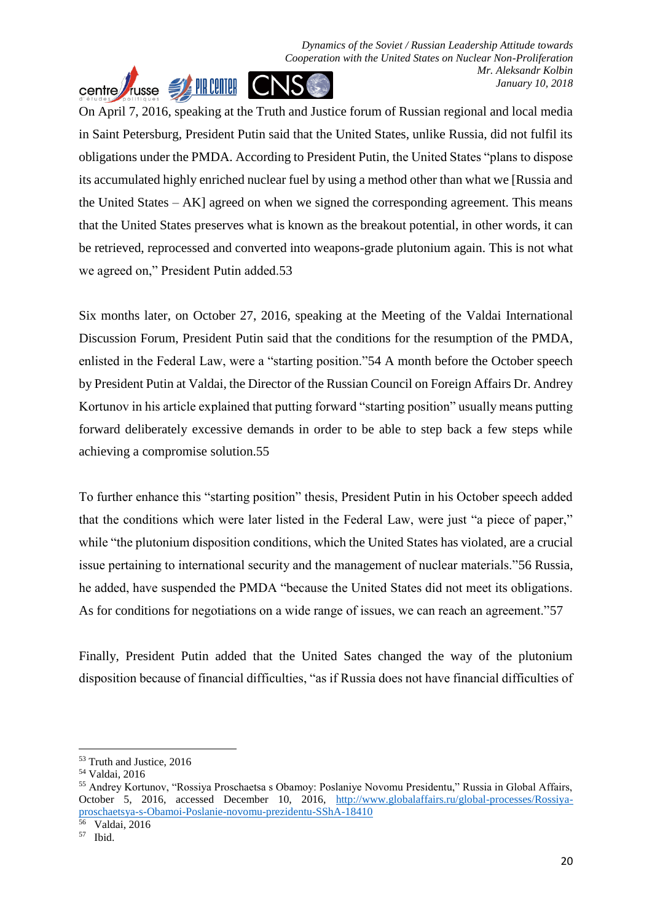On April 7, 2016, speaking at the Truth and Justice forum of Russian regional and local media in Saint Petersburg, President Putin said that the United States, unlike Russia, did not fulfil its obligations under the PMDA. According to President Putin, the United States "plans to dispose its accumulated highly enriched nuclear fuel by using a method other than what we [Russia and the United States – AK] agreed on when we signed the corresponding agreement. This means that the United States preserves what is known as the breakout potential, in other words, it can be retrieved, reprocessed and converted into weapons-grade plutonium again. This is not what we agreed on," President Putin added.[53]

Six months later, on October 27, 2016, speaking at the Meeting of the Valdai International Discussion Forum, President Putin said that the conditions for the resumption of the PMDA, enlisted in the Federal Law, were a "starting position."[54] A month before the October speech by President Putin at Valdai, the Director of the Russian Council on Foreign Affairs Dr. Andrey Kortunov in his article explained that putting forward "starting position" usually means putting forward deliberately excessive demands in order to be able to step back a few steps while achieving a compromise solution.[55]

To further enhance this "starting position" thesis, President Putin in his October speech added that the conditions which were later listed in the Federal Law, were just "a piece of paper," while "the plutonium disposition conditions, which the United States has violated, are a crucial issue pertaining to international security and the management of nuclear materials."[56] Russia, he added, have suspended the PMDA "because the United States did not meet its obligations. As for conditions for negotiations on a wide range of issues, we can reach an agreement."[57]

Finally, President Putin added that the United Sates changed the way of the plutonium disposition because of financial difficulties, "as if Russia does not have financial difficulties of

---

[53] Truth and Justice, 2016

[54] Valdai, 2016

[55] Andrey Kortunov, "Rossiya Proschaetsa s Obamoy: Poslaniye Novomu Presidentu," Russia in Global Affairs, October 5, 2016, accessed December 10, 2016, http://www.globalaffairs.ru/global-processes/Rossiya-proschaetsya-s-Obamoi-Poslanie-novomu-prezidentu-SShA-18410

[56] Valdai, 2016

[57] Ibid.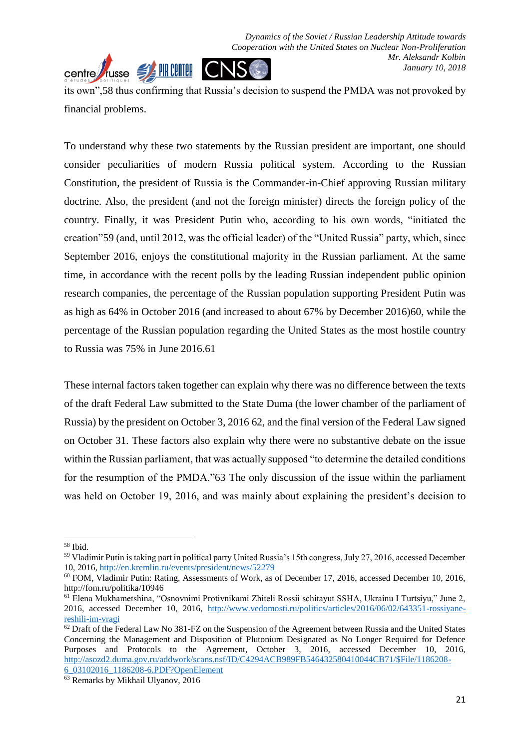its own",58 thus confirming that Russia's decision to suspend the PMDA was not provoked by financial problems.

To understand why these two statements by the Russian president are important, one should consider peculiarities of modern Russia political system. According to the Russian Constitution, the president of Russia is the Commander-in-Chief approving Russian military doctrine. Also, the president (and not the foreign minister) directs the foreign policy of the country. Finally, it was President Putin who, according to his own words, "initiated the creation"59 (and, until 2012, was the official leader) of the "United Russia" party, which, since September 2016, enjoys the constitutional majority in the Russian parliament. At the same time, in accordance with the recent polls by the leading Russian independent public opinion research companies, the percentage of the Russian population supporting President Putin was as high as 64% in October 2016 (and increased to about 67% by December 2016)60, while the percentage of the Russian population regarding the United States as the most hostile country to Russia was 75% in June 2016.61

These internal factors taken together can explain why there was no difference between the texts of the draft Federal Law submitted to the State Duma (the lower chamber of the parliament of Russia) by the president on October 3, 2016 62, and the final version of the Federal Law signed on October 31. These factors also explain why there were no substantive debate on the issue within the Russian parliament, that was actually supposed "to determine the detailed conditions for the resumption of the PMDA."63 The only discussion of the issue within the parliament was held on October 19, 2016, and was mainly about explaining the president's decision to

---

[58] Ibid.

[59] Vladimir Putin is taking part in political party United Russia's 15th congress, July 27, 2016, accessed December 10, 2016, http://en.kremlin.ru/events/president/news/52279

[60] FOM, Vladimir Putin: Rating, Assessments of Work, as of December 17, 2016, accessed December 10, 2016, http://fom.ru/politika/10946

[61] Elena Mukhametshina, "Osnovnimi Protivnikami Zhiteli Rossii schitayut SSHA, Ukrainu I Turtsiyu," June 2, 2016, accessed December 10, 2016, http://www.vedomosti.ru/politics/articles/2016/06/02/643351-rossiyane-reshili-im-vragi

[62] Draft of the Federal Law No 381-FZ on the Suspension of the Agreement between Russia and the United States Concerning the Management and Disposition of Plutonium Designated as No Longer Required for Defence Purposes and Protocols to the Agreement, October 3, 2016, accessed December 10, 2016, http://asozd2.duma.gov.ru/addwork/scans.nsf/ID/C4294ACB989FB546432580410044CB71/$File/1186208-6_03102016_1186208-6.PDF?OpenElement

[63] Remarks by Mikhail Ulyanov, 2016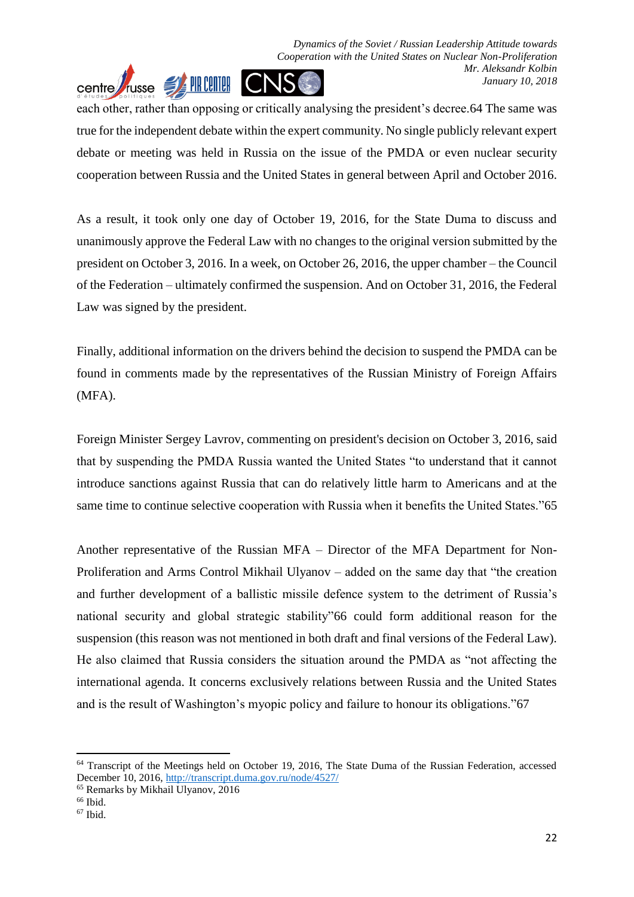each other, rather than opposing or critically analysing the president's decree.[64] The same was true for the independent debate within the expert community. No single publicly relevant expert debate or meeting was held in Russia on the issue of the PMDA or even nuclear security cooperation between Russia and the United States in general between April and October 2016.

As a result, it took only one day of October 19, 2016, for the State Duma to discuss and unanimously approve the Federal Law with no changes to the original version submitted by the president on October 3, 2016. In a week, on October 26, 2016, the upper chamber – the Council of the Federation – ultimately confirmed the suspension. And on October 31, 2016, the Federal Law was signed by the president.

Finally, additional information on the drivers behind the decision to suspend the PMDA can be found in comments made by the representatives of the Russian Ministry of Foreign Affairs (MFA).

Foreign Minister Sergey Lavrov, commenting on president's decision on October 3, 2016, said that by suspending the PMDA Russia wanted the United States "to understand that it cannot introduce sanctions against Russia that can do relatively little harm to Americans and at the same time to continue selective cooperation with Russia when it benefits the United States."[65]

Another representative of the Russian MFA – Director of the MFA Department for Non-Proliferation and Arms Control Mikhail Ulyanov – added on the same day that "the creation and further development of a ballistic missile defence system to the detriment of Russia's national security and global strategic stability"[66] could form additional reason for the suspension (this reason was not mentioned in both draft and final versions of the Federal Law). He also claimed that Russia considers the situation around the PMDA as "not affecting the international agenda. It concerns exclusively relations between Russia and the United States and is the result of Washington's myopic policy and failure to honour its obligations."[67]

---

[64] Transcript of the Meetings held on October 19, 2016, The State Duma of the Russian Federation, accessed December 10, 2016, http://transcript.duma.gov.ru/node/4527/

[65] Remarks by Mikhail Ulyanov, 2016

[66] Ibid.

[67] Ibid.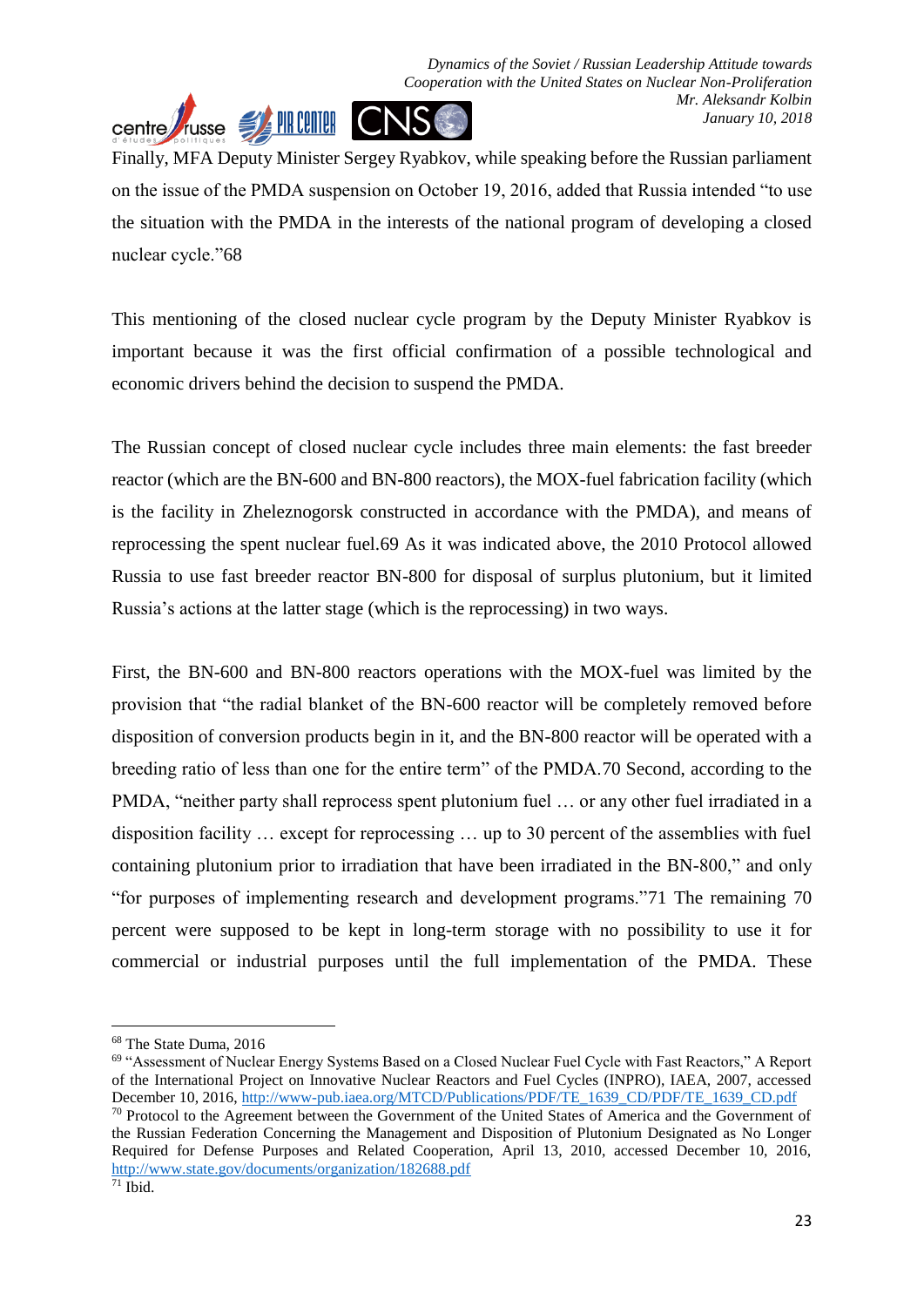Finally, MFA Deputy Minister Sergey Ryabkov, while speaking before the Russian parliament on the issue of the PMDA suspension on October 19, 2016, added that Russia intended "to use the situation with the PMDA in the interests of the national program of developing a closed nuclear cycle."[68]

This mentioning of the closed nuclear cycle program by the Deputy Minister Ryabkov is important because it was the first official confirmation of a possible technological and economic drivers behind the decision to suspend the PMDA.

The Russian concept of closed nuclear cycle includes three main elements: the fast breeder reactor (which are the BN-600 and BN-800 reactors), the MOX-fuel fabrication facility (which is the facility in Zheleznogorsk constructed in accordance with the PMDA), and means of reprocessing the spent nuclear fuel.[69] As it was indicated above, the 2010 Protocol allowed Russia to use fast breeder reactor BN-800 for disposal of surplus plutonium, but it limited Russia's actions at the latter stage (which is the reprocessing) in two ways.

First, the BN-600 and BN-800 reactors operations with the MOX-fuel was limited by the provision that "the radial blanket of the BN-600 reactor will be completely removed before disposition of conversion products begin in it, and the BN-800 reactor will be operated with a breeding ratio of less than one for the entire term" of the PMDA.[70] Second, according to the PMDA, "neither party shall reprocess spent plutonium fuel … or any other fuel irradiated in a disposition facility … except for reprocessing … up to 30 percent of the assemblies with fuel containing plutonium prior to irradiation that have been irradiated in the BN-800," and only "for purposes of implementing research and development programs."[71] The remaining 70 percent were supposed to be kept in long-term storage with no possibility to use it for commercial or industrial purposes until the full implementation of the PMDA. These

---

[68] The State Duma, 2016

[69] "Assessment of Nuclear Energy Systems Based on a Closed Nuclear Fuel Cycle with Fast Reactors," A Report of the International Project on Innovative Nuclear Reactors and Fuel Cycles (INPRO), IAEA, 2007, accessed December 10, 2016, http://www-pub.iaea.org/MTCD/Publications/PDF/TE_1639_CD/PDF/TE_1639_CD.pdf

[70] Protocol to the Agreement between the Government of the United States of America and the Government of the Russian Federation Concerning the Management and Disposition of Plutonium Designated as No Longer Required for Defense Purposes and Related Cooperation, April 13, 2010, accessed December 10, 2016, http://www.state.gov/documents/organization/182688.pdf

[71] Ibid.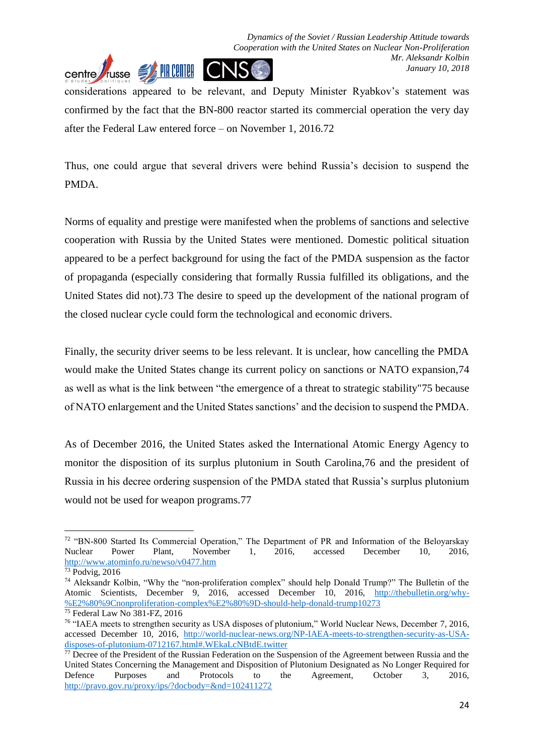considerations appeared to be relevant, and Deputy Minister Ryabkov's statement was confirmed by the fact that the BN-800 reactor started its commercial operation the very day after the Federal Law entered force – on November 1, 2016.[72]

Thus, one could argue that several drivers were behind Russia's decision to suspend the PMDA.

Norms of equality and prestige were manifested when the problems of sanctions and selective cooperation with Russia by the United States were mentioned. Domestic political situation appeared to be a perfect background for using the fact of the PMDA suspension as the factor of propaganda (especially considering that formally Russia fulfilled its obligations, and the United States did not).[73] The desire to speed up the development of the national program of the closed nuclear cycle could form the technological and economic drivers.

Finally, the security driver seems to be less relevant. It is unclear, how cancelling the PMDA would make the United States change its current policy on sanctions or NATO expansion,[74] as well as what is the link between "the emergence of a threat to strategic stability"[75] because of NATO enlargement and the United States sanctions' and the decision to suspend the PMDA.

As of December 2016, the United States asked the International Atomic Energy Agency to monitor the disposition of its surplus plutonium in South Carolina,[76] and the president of Russia in his decree ordering suspension of the PMDA stated that Russia's surplus plutonium would not be used for weapon programs.[77]

---

[72] "BN-800 Started Its Commercial Operation," The Department of PR and Information of the Beloyarskay Nuclear Power Plant, November 1, 2016, accessed December 10, 2016, http://www.atominfo.ru/newso/v0477.htm

[73] Podvig, 2016

[74] Aleksandr Kolbin, "Why the "non-proliferation complex" should help Donald Trump?" The Bulletin of the Atomic Scientists, December 9, 2016, accessed December 10, 2016, http://thebulletin.org/why-%E2%80%9Cnonproliferation-complex%E2%80%9D-should-help-donald-trump10273

[75] Federal Law No 381-FZ, 2016

[76] "IAEA meets to strengthen security as USA disposes of plutonium," World Nuclear News, December 7, 2016, accessed December 10, 2016, http://world-nuclear-news.org/NP-IAEA-meets-to-strengthen-security-as-USA-disposes-of-plutonium-0712167.html#.WEkaLcNBtdE.twitter

[77] Decree of the President of the Russian Federation on the Suspension of the Agreement between Russia and the United States Concerning the Management and Disposition of Plutonium Designated as No Longer Required for Defence Purposes and Protocols to the Agreement, October 3, 2016, http://pravo.gov.ru/proxy/ips/?docbody=&nd=102411272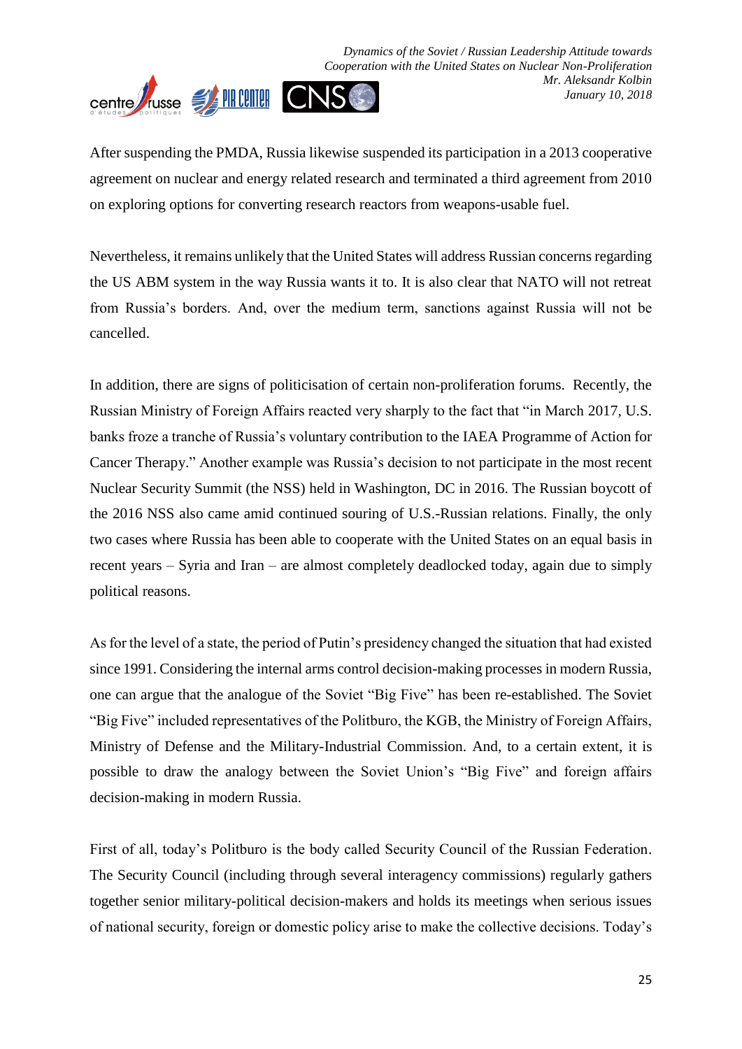After suspending the PMDA, Russia likewise suspended its participation in a 2013 cooperative agreement on nuclear and energy related research and terminated a third agreement from 2010 on exploring options for converting research reactors from weapons-usable fuel.

Nevertheless, it remains unlikely that the United States will address Russian concerns regarding the US ABM system in the way Russia wants it to. It is also clear that NATO will not retreat from Russia's borders. And, over the medium term, sanctions against Russia will not be cancelled.

In addition, there are signs of politicisation of certain non-proliferation forums. Recently, the Russian Ministry of Foreign Affairs reacted very sharply to the fact that "in March 2017, U.S. banks froze a tranche of Russia's voluntary contribution to the IAEA Programme of Action for Cancer Therapy." Another example was Russia's decision to not participate in the most recent Nuclear Security Summit (the NSS) held in Washington, DC in 2016. The Russian boycott of the 2016 NSS also came amid continued souring of U.S.-Russian relations. Finally, the only two cases where Russia has been able to cooperate with the United States on an equal basis in recent years – Syria and Iran – are almost completely deadlocked today, again due to simply political reasons.

As for the level of a state, the period of Putin's presidency changed the situation that had existed since 1991. Considering the internal arms control decision-making processes in modern Russia, one can argue that the analogue of the Soviet "Big Five" has been re-established. The Soviet "Big Five" included representatives of the Politburo, the KGB, the Ministry of Foreign Affairs, Ministry of Defense and the Military-Industrial Commission. And, to a certain extent, it is possible to draw the analogy between the Soviet Union's "Big Five" and foreign affairs decision-making in modern Russia.

First of all, today's Politburo is the body called Security Council of the Russian Federation. The Security Council (including through several interagency commissions) regularly gathers together senior military-political decision-makers and holds its meetings when serious issues of national security, foreign or domestic policy arise to make the collective decisions. Today's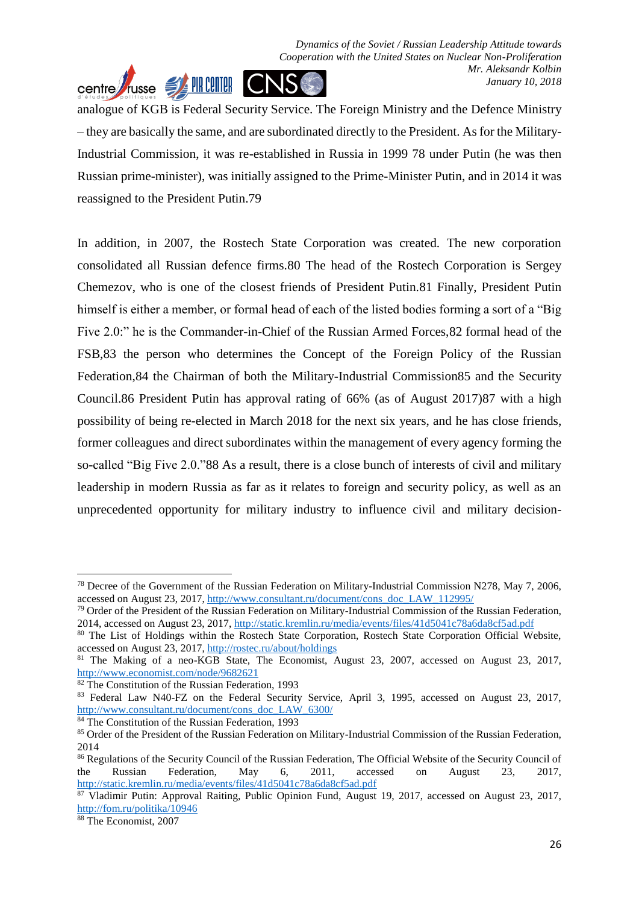analogue of KGB is Federal Security Service. The Foreign Ministry and the Defence Ministry – they are basically the same, and are subordinated directly to the President. As for the Military-Industrial Commission, it was re-established in Russia in 1999 [78] under Putin (he was then Russian prime-minister), was initially assigned to the Prime-Minister Putin, and in 2014 it was reassigned to the President Putin.[79]

In addition, in 2007, the Rostech State Corporation was created. The new corporation consolidated all Russian defence firms.[80] The head of the Rostech Corporation is Sergey Chemezov, who is one of the closest friends of President Putin.[81] Finally, President Putin himself is either a member, or formal head of each of the listed bodies forming a sort of a "Big Five 2.0:" he is the Commander-in-Chief of the Russian Armed Forces,[82] formal head of the FSB,[83] the person who determines the Concept of the Foreign Policy of the Russian Federation,[84] the Chairman of both the Military-Industrial Commission[85] and the Security Council.[86] President Putin has approval rating of 66% (as of August 2017)[87] with a high possibility of being re-elected in March 2018 for the next six years, and he has close friends, former colleagues and direct subordinates within the management of every agency forming the so-called "Big Five 2.0."[88] As a result, there is a close bunch of interests of civil and military leadership in modern Russia as far as it relates to foreign and security policy, as well as an unprecedented opportunity for military industry to influence civil and military decision-

---

[78] Decree of the Government of the Russian Federation on Military-Industrial Commission N278, May 7, 2006, accessed on August 23, 2017, http://www.consultant.ru/document/cons_doc_LAW_112995/

[79] Order of the President of the Russian Federation on Military-Industrial Commission of the Russian Federation, 2014, accessed on August 23, 2017, http://static.kremlin.ru/media/events/files/41d5041c78a6da8cf5ad.pdf

[80] The List of Holdings within the Rostech State Corporation, Rostech State Corporation Official Website, accessed on August 23, 2017, http://rostec.ru/about/holdings

[81] The Making of a neo-KGB State, The Economist, August 23, 2007, accessed on August 23, 2017, http://www.economist.com/node/9682621

[82] The Constitution of the Russian Federation, 1993

[83] Federal Law N40-FZ on the Federal Security Service, April 3, 1995, accessed on August 23, 2017, http://www.consultant.ru/document/cons_doc_LAW_6300/

[84] The Constitution of the Russian Federation, 1993

[85] Order of the President of the Russian Federation on Military-Industrial Commission of the Russian Federation, 2014

[86] Regulations of the Security Council of the Russian Federation, The Official Website of the Security Council of the Russian Federation, May 6, 2011, accessed on August 23, 2017, http://static.kremlin.ru/media/events/files/41d5041c78a6da8cf5ad.pdf

[87] Vladimir Putin: Approval Raiting, Public Opinion Fund, August 19, 2017, accessed on August 23, 2017, http://fom.ru/politika/10946

[88] The Economist, 2007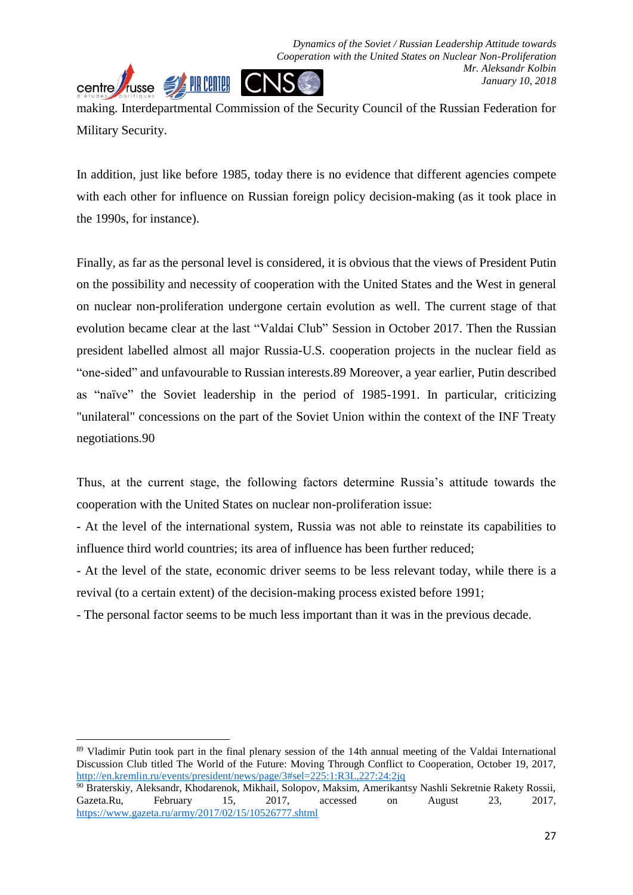making. Interdepartmental Commission of the Security Council of the Russian Federation for Military Security.

In addition, just like before 1985, today there is no evidence that different agencies compete with each other for influence on Russian foreign policy decision-making (as it took place in the 1990s, for instance).

Finally, as far as the personal level is considered, it is obvious that the views of President Putin on the possibility and necessity of cooperation with the United States and the West in general on nuclear non-proliferation undergone certain evolution as well. The current stage of that evolution became clear at the last "Valdai Club" Session in October 2017. Then the Russian president labelled almost all major Russia-U.S. cooperation projects in the nuclear field as "one-sided" and unfavourable to Russian interests.[89] Moreover, a year earlier, Putin described as "naïve" the Soviet leadership in the period of 1985-1991. In particular, criticizing "unilateral" concessions on the part of the Soviet Union within the context of the INF Treaty negotiations.[90]

Thus, at the current stage, the following factors determine Russia's attitude towards the cooperation with the United States on nuclear non-proliferation issue:

- At the level of the international system, Russia was not able to reinstate its capabilities to influence third world countries; its area of influence has been further reduced;
- At the level of the state, economic driver seems to be less relevant today, while there is a revival (to a certain extent) of the decision-making process existed before 1991;
- The personal factor seems to be much less important than it was in the previous decade.

---

[89] Vladimir Putin took part in the final plenary session of the 14th annual meeting of the Valdai International Discussion Club titled The World of the Future: Moving Through Conflict to Cooperation, October 19, 2017, http://en.kremlin.ru/events/president/news/page/3#sel=225:1:R3L,227:24:2jq

[90] Braterskiy, Aleksandr, Khodarenok, Mikhail, Solopov, Maksim, Amerikantsy Nashli Sekretnie Rakety Rossii, Gazeta.Ru, February 15, 2017, accessed on August 23, 2017, https://www.gazeta.ru/army/2017/02/15/10526777.shtml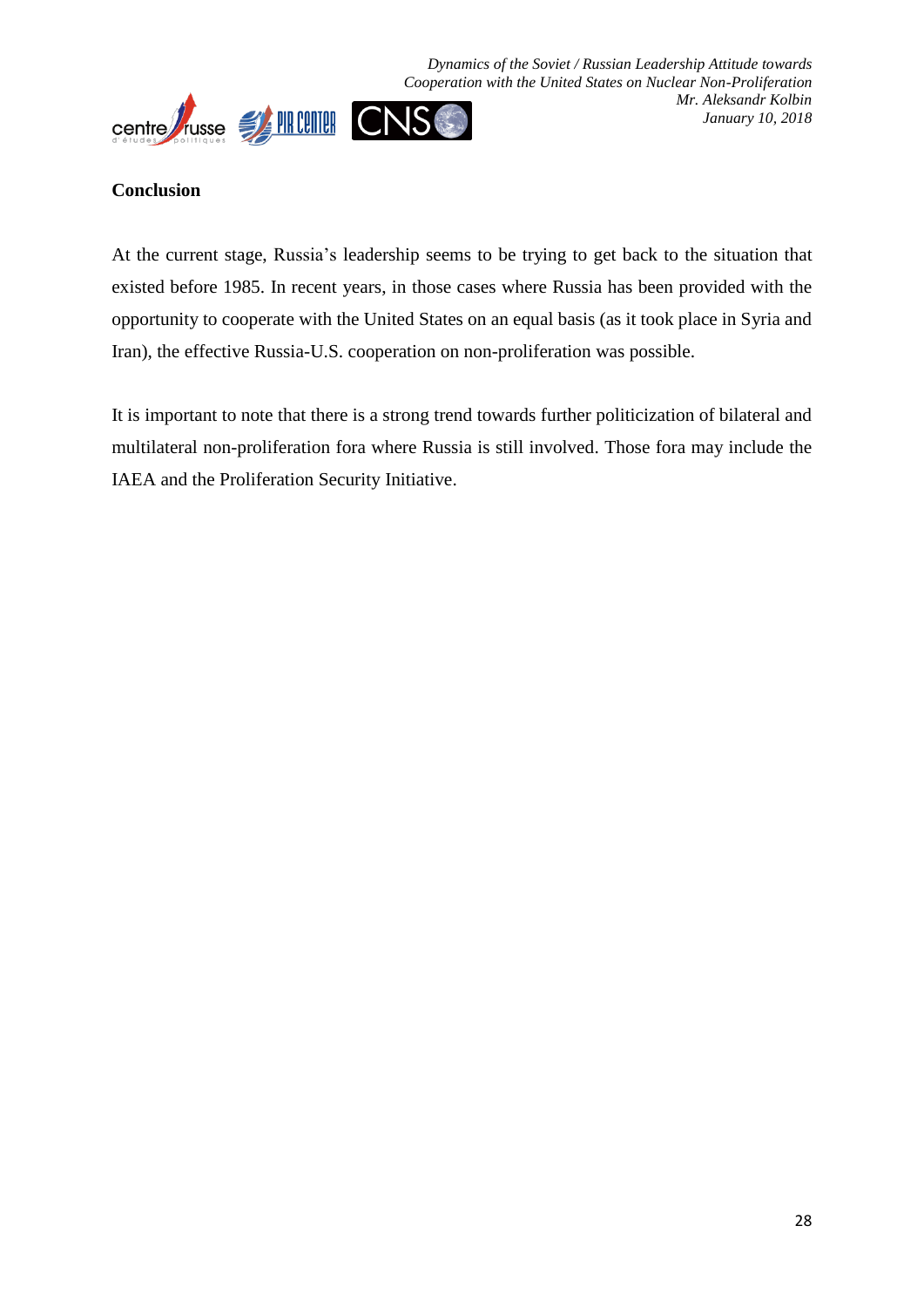**Conclusion**

At the current stage, Russia's leadership seems to be trying to get back to the situation that existed before 1985. In recent years, in those cases where Russia has been provided with the opportunity to cooperate with the United States on an equal basis (as it took place in Syria and Iran), the effective Russia-U.S. cooperation on non-proliferation was possible.

It is important to note that there is a strong trend towards further politicization of bilateral and multilateral non-proliferation fora where Russia is still involved. Those fora may include the IAEA and the Proliferation Security Initiative.